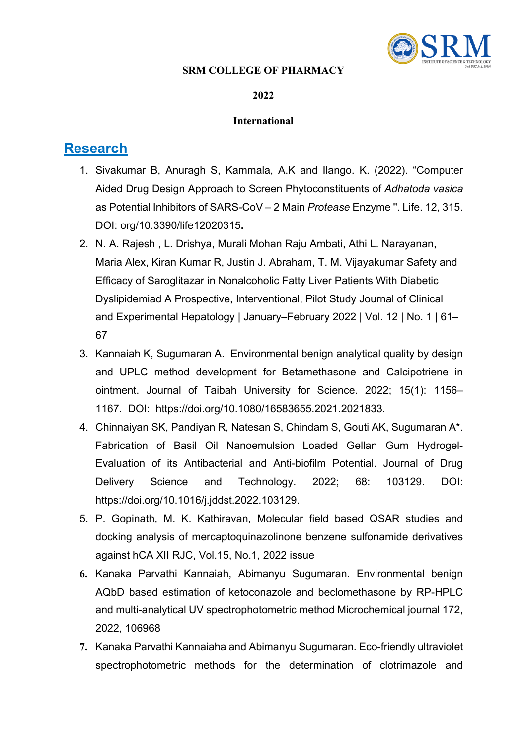**SRM COLLEGE OF PHARMACY**

**2022**

**International**

## Research

1. Sivakumar B, Anuragh S, Kammala, A.K and Ilango. K. (2022). "Computer Aided Drug Design Approach to Screen Phytoconstituents of *Adhatoda vasica* as Potential Inhibitors of SARS-CoV – 2 Main *Protease* Enzyme ". Life. 12, 315. DOI: org/10.3390/life12020315**.**
2. N. A. Rajesh , L. Drishya, Murali Mohan Raju Ambati, Athi L. Narayanan, Maria Alex, Kiran Kumar R, Justin J. Abraham, T. M. Vijayakumar Safety and Efficacy of Saroglitazar in Nonalcoholic Fatty Liver Patients With Diabetic Dyslipidemiad A Prospective, Interventional, Pilot Study Journal of Clinical and Experimental Hepatology | January–February 2022 | Vol. 12 | No. 1 | 61–67
3. Kannaiah K, Sugumaran A. Environmental benign analytical quality by design and UPLC method development for Betamethasone and Calcipotriene in ointment. Journal of Taibah University for Science. 2022; 15(1): 1156–1167. DOI: https://doi.org/10.1080/16583655.2021.2021833.
4. Chinnaiyan SK, Pandiyan R, Natesan S, Chindam S, Gouti AK, Sugumaran A*. Fabrication of Basil Oil Nanoemulsion Loaded Gellan Gum Hydrogel-Evaluation of its Antibacterial and Anti-biofilm Potential. Journal of Drug Delivery Science and Technology. 2022; 68: 103129. DOI: https://doi.org/10.1016/j.jddst.2022.103129.
5. P. Gopinath, M. K. Kathiravan, Molecular field based QSAR studies and docking analysis of mercaptoquinazolinone benzene sulfonamide derivatives against hCA XII RJC, Vol.15, No.1, 2022 issue
6. Kanaka Parvathi Kannaiah, Abimanyu Sugumaran. Environmental benign AQbD based estimation of ketoconazole and beclomethasone by RP-HPLC and multi-analytical UV spectrophotometric method Microchemical journal 172, 2022, 106968
7. Kanaka Parvathi Kannaiaha and Abimanyu Sugumaran. Eco-friendly ultraviolet spectrophotometric methods for the determination of clotrimazole and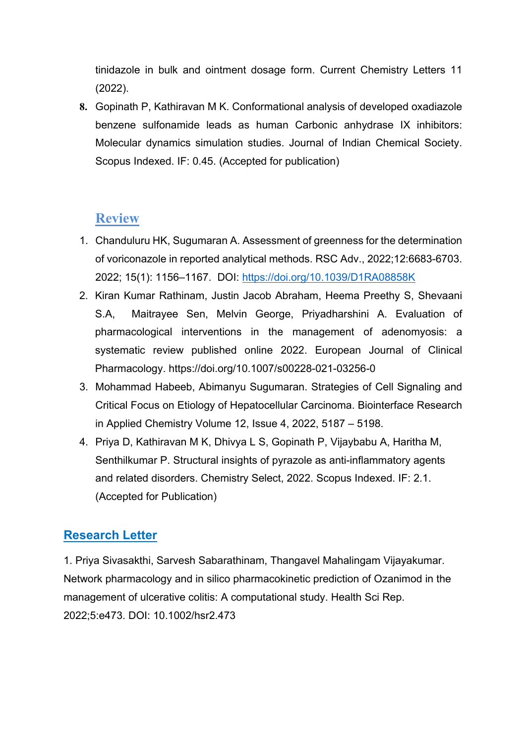tinidazole in bulk and ointment dosage form. Current Chemistry Letters 11 (2022).

8. Gopinath P, Kathiravan M K. Conformational analysis of developed oxadiazole benzene sulfonamide leads as human Carbonic anhydrase IX inhibitors: Molecular dynamics simulation studies. Journal of Indian Chemical Society. Scopus Indexed. IF: 0.45. (Accepted for publication)

## Review

1. Chanduluru HK, Sugumaran A. Assessment of greenness for the determination of voriconazole in reported analytical methods. RSC Adv., 2022;12:6683-6703. 2022; 15(1): 1156–1167. DOI: https://doi.org/10.1039/D1RA08858K
2. Kiran Kumar Rathinam, Justin Jacob Abraham, Heema Preethy S, Shevaani S.A, Maitrayee Sen, Melvin George, Priyadharshini A. Evaluation of pharmacological interventions in the management of adenomyosis: a systematic review published online 2022. European Journal of Clinical Pharmacology. https://doi.org/10.1007/s00228-021-03256-0
3. Mohammad Habeeb, Abimanyu Sugumaran. Strategies of Cell Signaling and Critical Focus on Etiology of Hepatocellular Carcinoma. Biointerface Research in Applied Chemistry Volume 12, Issue 4, 2022, 5187 – 5198.
4. Priya D, Kathiravan M K, Dhivya L S, Gopinath P, Vijaybabu A, Haritha M, Senthilkumar P. Structural insights of pyrazole as anti-inflammatory agents and related disorders. Chemistry Select, 2022. Scopus Indexed. IF: 2.1. (Accepted for Publication)

## Research Letter

1. Priya Sivasakthi, Sarvesh Sabarathinam, Thangavel Mahalingam Vijayakumar. Network pharmacology and in silico pharmacokinetic prediction of Ozanimod in the management of ulcerative colitis: A computational study. Health Sci Rep. 2022;5:e473. DOI: 10.1002/hsr2.473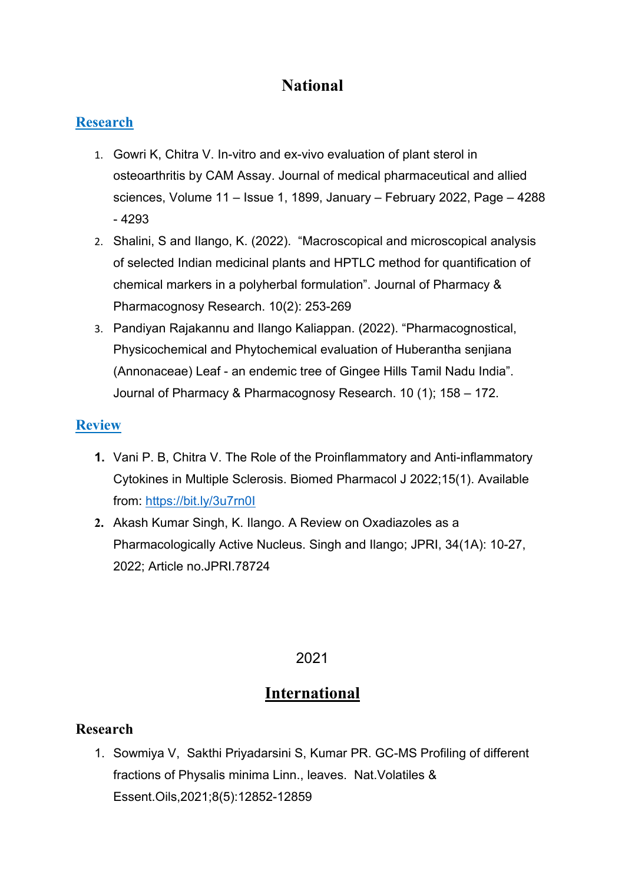# National

## [Research]

1. Gowri K, Chitra V. In-vitro and ex-vivo evaluation of plant sterol in osteoarthritis by CAM Assay. Journal of medical pharmaceutical and allied sciences, Volume 11 – Issue 1, 1899, January – February 2022, Page – 4288 - 4293
2. Shalini, S and Ilango, K. (2022). "Macroscopical and microscopical analysis of selected Indian medicinal plants and HPTLC method for quantification of chemical markers in a polyherbal formulation". Journal of Pharmacy & Pharmacognosy Research. 10(2): 253-269
3. Pandiyan Rajakannu and Ilango Kaliappan. (2022). "Pharmacognostical, Physicochemical and Phytochemical evaluation of Huberantha senjiana (Annonaceae) Leaf - an endemic tree of Gingee Hills Tamil Nadu India". Journal of Pharmacy & Pharmacognosy Research. 10 (1); 158 – 172.

## [Review]

1. Vani P. B, Chitra V. The Role of the Proinflammatory and Anti-inflammatory Cytokines in Multiple Sclerosis. Biomed Pharmacol J 2022;15(1). Available from: https://bit.ly/3u7rn0I
2. Akash Kumar Singh, K. Ilango. A Review on Oxadiazoles as a Pharmacologically Active Nucleus. Singh and Ilango; JPRI, 34(1A): 10-27, 2022; Article no.JPRI.78724

2021

# International

## Research

1. Sowmiya V, Sakthi Priyadarsini S, Kumar PR. GC-MS Profiling of different fractions of Physalis minima Linn., leaves. Nat.Volatiles & Essent.Oils,2021;8(5):12852-12859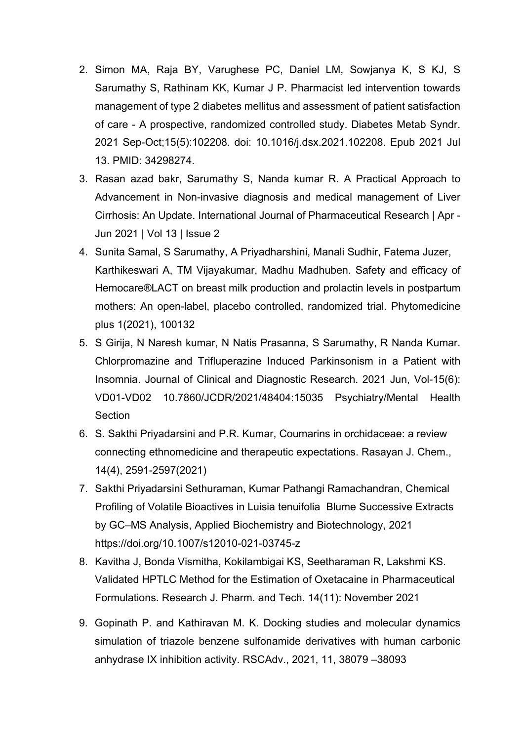2. Simon MA, Raja BY, Varughese PC, Daniel LM, Sowjanya K, S KJ, S Sarumathy S, Rathinam KK, Kumar J P. Pharmacist led intervention towards management of type 2 diabetes mellitus and assessment of patient satisfaction of care - A prospective, randomized controlled study. Diabetes Metab Syndr. 2021 Sep-Oct;15(5):102208. doi: 10.1016/j.dsx.2021.102208. Epub 2021 Jul 13. PMID: 34298274.
3. Rasan azad bakr, Sarumathy S, Nanda kumar R. A Practical Approach to Advancement in Non-invasive diagnosis and medical management of Liver Cirrhosis: An Update. International Journal of Pharmaceutical Research | Apr - Jun 2021 | Vol 13 | Issue 2
4. Sunita Samal, S Sarumathy, A Priyadharshini, Manali Sudhir, Fatema Juzer, Karthikeswari A, TM Vijayakumar, Madhu Madhuben. Safety and efficacy of Hemocare®LACT on breast milk production and prolactin levels in postpartum mothers: An open-label, placebo controlled, randomized trial. Phytomedicine plus 1(2021), 100132
5. S Girija, N Naresh kumar, N Natis Prasanna, S Sarumathy, R Nanda Kumar. Chlorpromazine and Trifluperazine Induced Parkinsonism in a Patient with Insomnia. Journal of Clinical and Diagnostic Research. 2021 Jun, Vol-15(6): VD01-VD02 10.7860/JCDR/2021/48404:15035 Psychiatry/Mental Health Section
6. S. Sakthi Priyadarsini and P.R. Kumar, Coumarins in orchidaceae: a review connecting ethnomedicine and therapeutic expectations. Rasayan J. Chem., 14(4), 2591-2597(2021)
7. Sakthi Priyadarsini Sethuraman, Kumar Pathangi Ramachandran, Chemical Profiling of Volatile Bioactives in Luisia tenuifolia Blume Successive Extracts by GC–MS Analysis, Applied Biochemistry and Biotechnology, 2021 https://doi.org/10.1007/s12010-021-03745-z
8. Kavitha J, Bonda Vismitha, Kokilambigai KS, Seetharaman R, Lakshmi KS. Validated HPTLC Method for the Estimation of Oxetacaine in Pharmaceutical Formulations. Research J. Pharm. and Tech. 14(11): November 2021
9. Gopinath P. and Kathiravan M. K. Docking studies and molecular dynamics simulation of triazole benzene sulfonamide derivatives with human carbonic anhydrase IX inhibition activity. RSCAdv., 2021, 11, 38079 –38093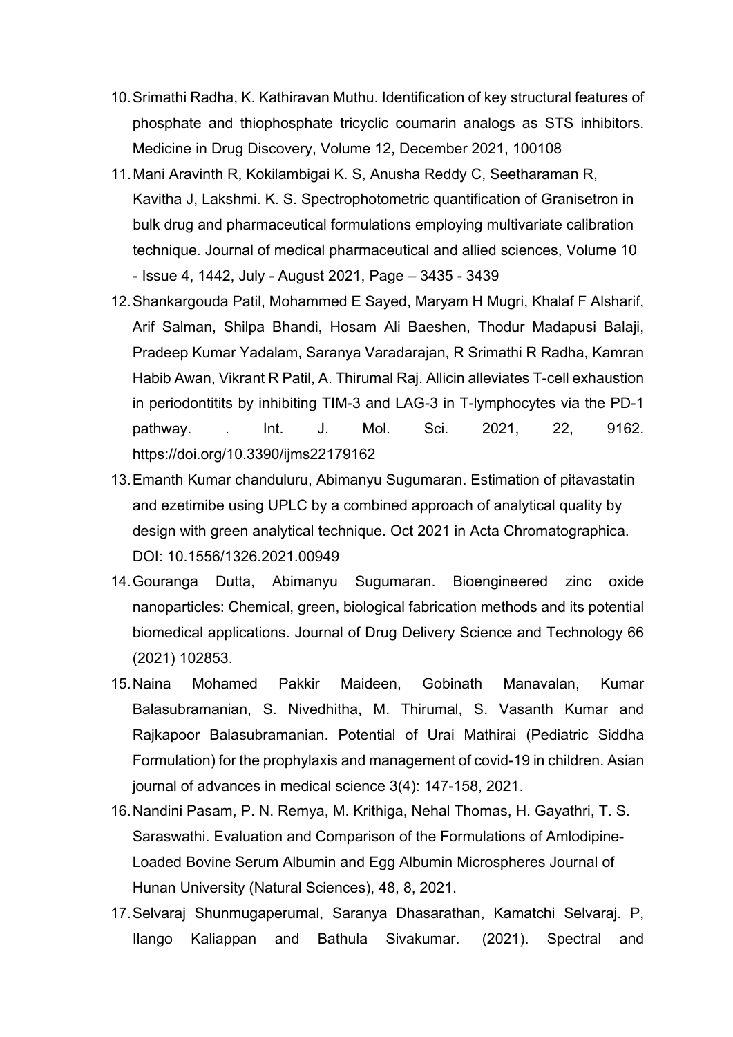10. Srimathi Radha, K. Kathiravan Muthu. Identification of key structural features of phosphate and thiophosphate tricyclic coumarin analogs as STS inhibitors. Medicine in Drug Discovery, Volume 12, December 2021, 100108
11. Mani Aravinth R, Kokilambigai K. S, Anusha Reddy C, Seetharaman R, Kavitha J, Lakshmi. K. S. Spectrophotometric quantification of Granisetron in bulk drug and pharmaceutical formulations employing multivariate calibration technique. Journal of medical pharmaceutical and allied sciences, Volume 10 - Issue 4, 1442, July - August 2021, Page – 3435 - 3439
12. Shankargouda Patil, Mohammed E Sayed, Maryam H Mugri, Khalaf F Alsharif, Arif Salman, Shilpa Bhandi, Hosam Ali Baeshen, Thodur Madapusi Balaji, Pradeep Kumar Yadalam, Saranya Varadarajan, R Srimathi R Radha, Kamran Habib Awan, Vikrant R Patil, A. Thirumal Raj. Allicin alleviates T-cell exhaustion in periodontitits by inhibiting TIM-3 and LAG-3 in T-lymphocytes via the PD-1 pathway. . Int. J. Mol. Sci. 2021, 22, 9162. https://doi.org/10.3390/ijms22179162
13. Emanth Kumar chanduluru, Abimanyu Sugumaran. Estimation of pitavastatin and ezetimibe using UPLC by a combined approach of analytical quality by design with green analytical technique. Oct 2021 in Acta Chromatographica. DOI: 10.1556/1326.2021.00949
14. Gouranga Dutta, Abimanyu Sugumaran. Bioengineered zinc oxide nanoparticles: Chemical, green, biological fabrication methods and its potential biomedical applications. Journal of Drug Delivery Science and Technology 66 (2021) 102853.
15. Naina Mohamed Pakkir Maideen, Gobinath Manavalan, Kumar Balasubramanian, S. Nivedhitha, M. Thirumal, S. Vasanth Kumar and Rajkapoor Balasubramanian. Potential of Urai Mathirai (Pediatric Siddha Formulation) for the prophylaxis and management of covid-19 in children. Asian journal of advances in medical science 3(4): 147-158, 2021.
16. Nandini Pasam, P. N. Remya, M. Krithiga, Nehal Thomas, H. Gayathri, T. S. Saraswathi. Evaluation and Comparison of the Formulations of Amlodipine-Loaded Bovine Serum Albumin and Egg Albumin Microspheres Journal of Hunan University (Natural Sciences), 48, 8, 2021.
17. Selvaraj Shunmugaperumal, Saranya Dhasarathan, Kamatchi Selvaraj. P, Ilango Kaliappan and Bathula Sivakumar. (2021). Spectral and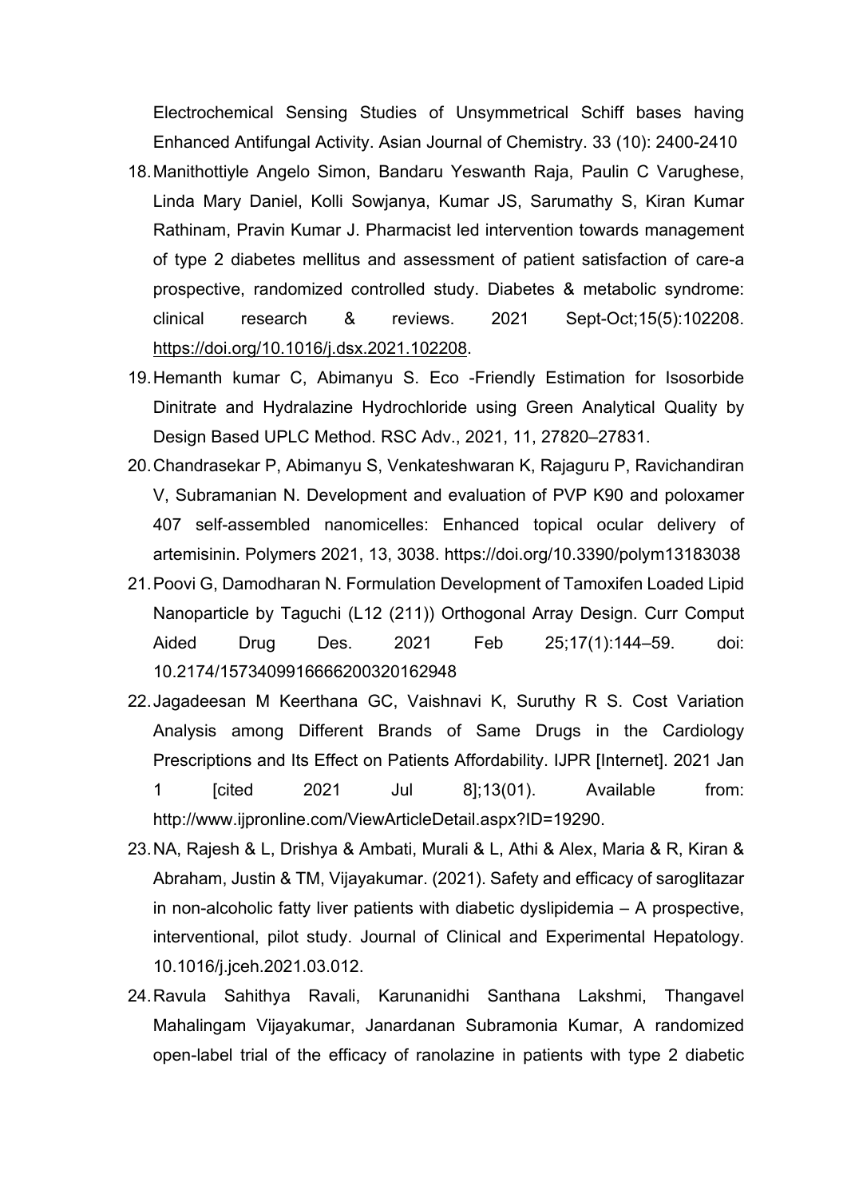Electrochemical Sensing Studies of Unsymmetrical Schiff bases having Enhanced Antifungal Activity. Asian Journal of Chemistry. 33 (10): 2400-2410

18. Manithottiyle Angelo Simon, Bandaru Yeswanth Raja, Paulin C Varughese, Linda Mary Daniel, Kolli Sowjanya, Kumar JS, Sarumathy S, Kiran Kumar Rathinam, Pravin Kumar J. Pharmacist led intervention towards management of type 2 diabetes mellitus and assessment of patient satisfaction of care-a prospective, randomized controlled study. Diabetes & metabolic syndrome: clinical research & reviews. 2021 Sept-Oct;15(5):102208. https://doi.org/10.1016/j.dsx.2021.102208.
19. Hemanth kumar C, Abimanyu S. Eco -Friendly Estimation for Isosorbide Dinitrate and Hydralazine Hydrochloride using Green Analytical Quality by Design Based UPLC Method. RSC Adv., 2021, 11, 27820–27831.
20. Chandrasekar P, Abimanyu S, Venkateshwaran K, Rajaguru P, Ravichandiran V, Subramanian N. Development and evaluation of PVP K90 and poloxamer 407 self-assembled nanomicelles: Enhanced topical ocular delivery of artemisinin. Polymers 2021, 13, 3038. https://doi.org/10.3390/polym13183038
21. Poovi G, Damodharan N. Formulation Development of Tamoxifen Loaded Lipid Nanoparticle by Taguchi (L12 (211)) Orthogonal Array Design. Curr Comput Aided Drug Des. 2021 Feb 25;17(1):144–59. doi: 10.2174/1573409916666200320162948
22. Jagadeesan M Keerthana GC, Vaishnavi K, Suruthy R S. Cost Variation Analysis among Different Brands of Same Drugs in the Cardiology Prescriptions and Its Effect on Patients Affordability. IJPR [Internet]. 2021 Jan 1 [cited 2021 Jul 8];13(01). Available from: http://www.ijpronline.com/ViewArticleDetail.aspx?ID=19290.
23. NA, Rajesh & L, Drishya & Ambati, Murali & L, Athi & Alex, Maria & R, Kiran & Abraham, Justin & TM, Vijayakumar. (2021). Safety and efficacy of saroglitazar in non-alcoholic fatty liver patients with diabetic dyslipidemia – A prospective, interventional, pilot study. Journal of Clinical and Experimental Hepatology. 10.1016/j.jceh.2021.03.012.
24. Ravula Sahithya Ravali, Karunanidhi Santhana Lakshmi, Thangavel Mahalingam Vijayakumar, Janardanan Subramonia Kumar, A randomized open-label trial of the efficacy of ranolazine in patients with type 2 diabetic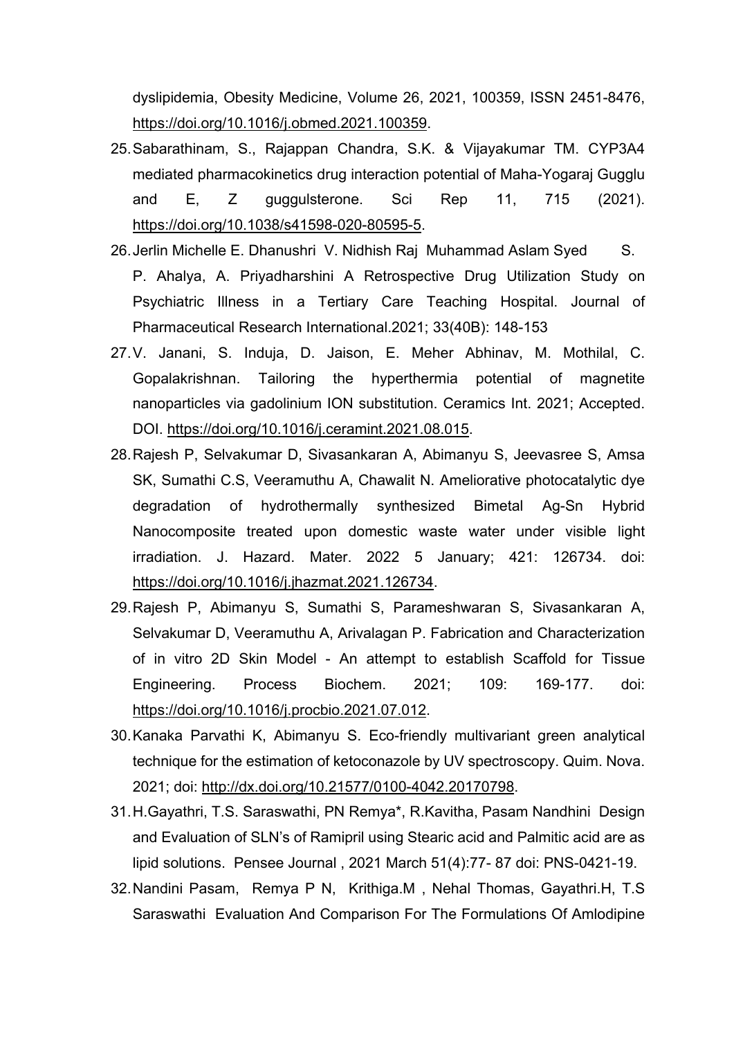dyslipidemia, Obesity Medicine, Volume 26, 2021, 100359, ISSN 2451-8476, https://doi.org/10.1016/j.obmed.2021.100359.

25. Sabarathinam, S., Rajappan Chandra, S.K. & Vijayakumar TM. CYP3A4 mediated pharmacokinetics drug interaction potential of Maha-Yogaraj Gugglu and E, Z guggulsterone. Sci Rep 11, 715 (2021). https://doi.org/10.1038/s41598-020-80595-5.
26. Jerlin Michelle E. Dhanushri V. Nidhish Raj Muhammad Aslam Syed S. P. Ahalya, A. Priyadharshini A Retrospective Drug Utilization Study on Psychiatric Illness in a Tertiary Care Teaching Hospital. Journal of Pharmaceutical Research International.2021; 33(40B): 148-153
27. V. Janani, S. Induja, D. Jaison, E. Meher Abhinav, M. Mothilal, C. Gopalakrishnan. Tailoring the hyperthermia potential of magnetite nanoparticles via gadolinium ION substitution. Ceramics Int. 2021; Accepted. DOI. https://doi.org/10.1016/j.ceramint.2021.08.015.
28. Rajesh P, Selvakumar D, Sivasankaran A, Abimanyu S, Jeevasree S, Amsa SK, Sumathi C.S, Veeramuthu A, Chawalit N. Ameliorative photocatalytic dye degradation of hydrothermally synthesized Bimetal Ag-Sn Hybrid Nanocomposite treated upon domestic waste water under visible light irradiation. J. Hazard. Mater. 2022 5 January; 421: 126734. doi: https://doi.org/10.1016/j.jhazmat.2021.126734.
29. Rajesh P, Abimanyu S, Sumathi S, Parameshwaran S, Sivasankaran A, Selvakumar D, Veeramuthu A, Arivalagan P. Fabrication and Characterization of in vitro 2D Skin Model - An attempt to establish Scaffold for Tissue Engineering. Process Biochem. 2021; 109: 169-177. doi: https://doi.org/10.1016/j.procbio.2021.07.012.
30. Kanaka Parvathi K, Abimanyu S. Eco-friendly multivariant green analytical technique for the estimation of ketoconazole by UV spectroscopy. Quim. Nova. 2021; doi: http://dx.doi.org/10.21577/0100-4042.20170798.
31. H.Gayathri, T.S. Saraswathi, PN Remya*, R.Kavitha, Pasam Nandhini Design and Evaluation of SLN's of Ramipril using Stearic acid and Palmitic acid are as lipid solutions. Pensee Journal , 2021 March 51(4):77- 87 doi: PNS-0421-19.
32. Nandini Pasam, Remya P N, Krithiga.M , Nehal Thomas, Gayathri.H, T.S Saraswathi Evaluation And Comparison For The Formulations Of Amlodipine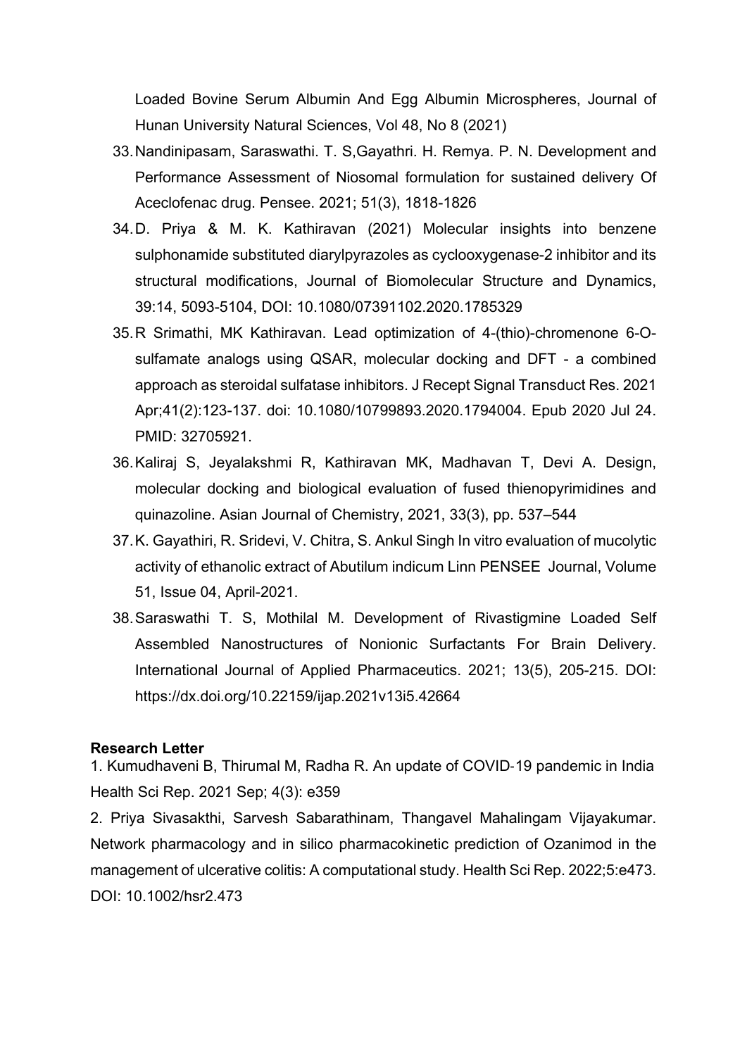Loaded Bovine Serum Albumin And Egg Albumin Microspheres, Journal of Hunan University Natural Sciences, Vol 48, No 8 (2021)

33. Nandinipasam, Saraswathi. T. S,Gayathri. H. Remya. P. N. Development and Performance Assessment of Niosomal formulation for sustained delivery Of Aceclofenac drug. Pensee. 2021; 51(3), 1818-1826
34. D. Priya & M. K. Kathiravan (2021) Molecular insights into benzene sulphonamide substituted diarylpyrazoles as cyclooxygenase-2 inhibitor and its structural modifications, Journal of Biomolecular Structure and Dynamics, 39:14, 5093-5104, DOI: 10.1080/07391102.2020.1785329
35. R Srimathi, MK Kathiravan. Lead optimization of 4-(thio)-chromenone 6-O-sulfamate analogs using QSAR, molecular docking and DFT - a combined approach as steroidal sulfatase inhibitors. J Recept Signal Transduct Res. 2021 Apr;41(2):123-137. doi: 10.1080/10799893.2020.1794004. Epub 2020 Jul 24. PMID: 32705921.
36. Kaliraj S, Jeyalakshmi R, Kathiravan MK, Madhavan T, Devi A. Design, molecular docking and biological evaluation of fused thienopyrimidines and quinazoline. Asian Journal of Chemistry, 2021, 33(3), pp. 537–544
37. K. Gayathiri, R. Sridevi, V. Chitra, S. Ankul Singh In vitro evaluation of mucolytic activity of ethanolic extract of Abutilum indicum Linn PENSEE Journal, Volume 51, Issue 04, April-2021.
38. Saraswathi T. S, Mothilal M. Development of Rivastigmine Loaded Self Assembled Nanostructures of Nonionic Surfactants For Brain Delivery. International Journal of Applied Pharmaceutics. 2021; 13(5), 205-215. DOI: https://dx.doi.org/10.22159/ijap.2021v13i5.42664

**Research Letter**

1. Kumudhaveni B, Thirumal M, Radha R. An update of COVID‐19 pandemic in India Health Sci Rep. 2021 Sep; 4(3): e359
2. Priya Sivasakthi, Sarvesh Sabarathinam, Thangavel Mahalingam Vijayakumar. Network pharmacology and in silico pharmacokinetic prediction of Ozanimod in the management of ulcerative colitis: A computational study. Health Sci Rep. 2022;5:e473. DOI: 10.1002/hsr2.473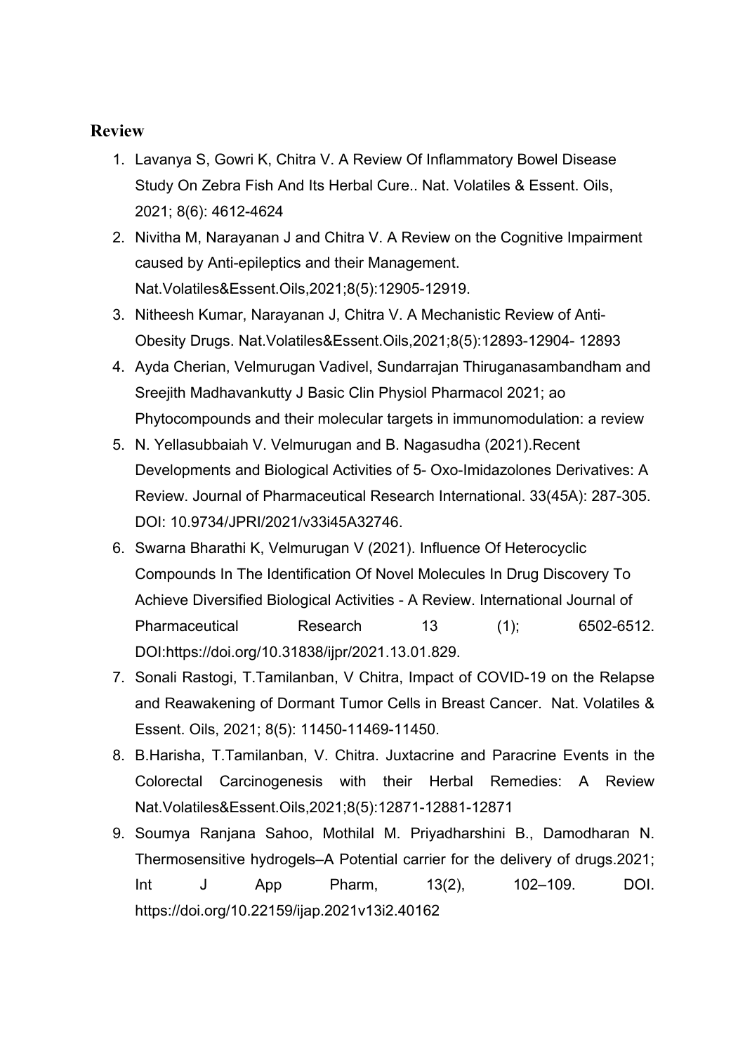## Review

1. Lavanya S, Gowri K, Chitra V. A Review Of Inflammatory Bowel Disease Study On Zebra Fish And Its Herbal Cure.. Nat. Volatiles & Essent. Oils, 2021; 8(6): 4612-4624
2. Nivitha M, Narayanan J and Chitra V. A Review on the Cognitive Impairment caused by Anti-epileptics and their Management. Nat.Volatiles&Essent.Oils,2021;8(5):12905-12919.
3. Nitheesh Kumar, Narayanan J, Chitra V. A Mechanistic Review of Anti-Obesity Drugs. Nat.Volatiles&Essent.Oils,2021;8(5):12893-12904- 12893
4. Ayda Cherian, Velmurugan Vadivel, Sundarrajan Thiruganasambandham and Sreejith Madhavankutty J Basic Clin Physiol Pharmacol 2021; ao Phytocompounds and their molecular targets in immunomodulation: a review
5. N. Yellasubbaiah V. Velmurugan and B. Nagasudha (2021).Recent Developments and Biological Activities of 5- Oxo-Imidazolones Derivatives: A Review. Journal of Pharmaceutical Research International. 33(45A): 287-305. DOI: 10.9734/JPRI/2021/v33i45A32746.
6. Swarna Bharathi K, Velmurugan V (2021). Influence Of Heterocyclic Compounds In The Identification Of Novel Molecules In Drug Discovery To Achieve Diversified Biological Activities - A Review. International Journal of Pharmaceutical Research 13 (1); 6502-6512. DOI:https://doi.org/10.31838/ijpr/2021.13.01.829.
7. Sonali Rastogi, T.Tamilanban, V Chitra, Impact of COVID-19 on the Relapse and Reawakening of Dormant Tumor Cells in Breast Cancer. Nat. Volatiles & Essent. Oils, 2021; 8(5): 11450-11469-11450.
8. B.Harisha, T.Tamilanban, V. Chitra. Juxtacrine and Paracrine Events in the Colorectal Carcinogenesis with their Herbal Remedies: A Review Nat.Volatiles&Essent.Oils,2021;8(5):12871-12881-12871
9. Soumya Ranjana Sahoo, Mothilal M. Priyadharshini B., Damodharan N. Thermosensitive hydrogels–A Potential carrier for the delivery of drugs.2021; Int J App Pharm, 13(2), 102–109. DOI. https://doi.org/10.22159/ijap.2021v13i2.40162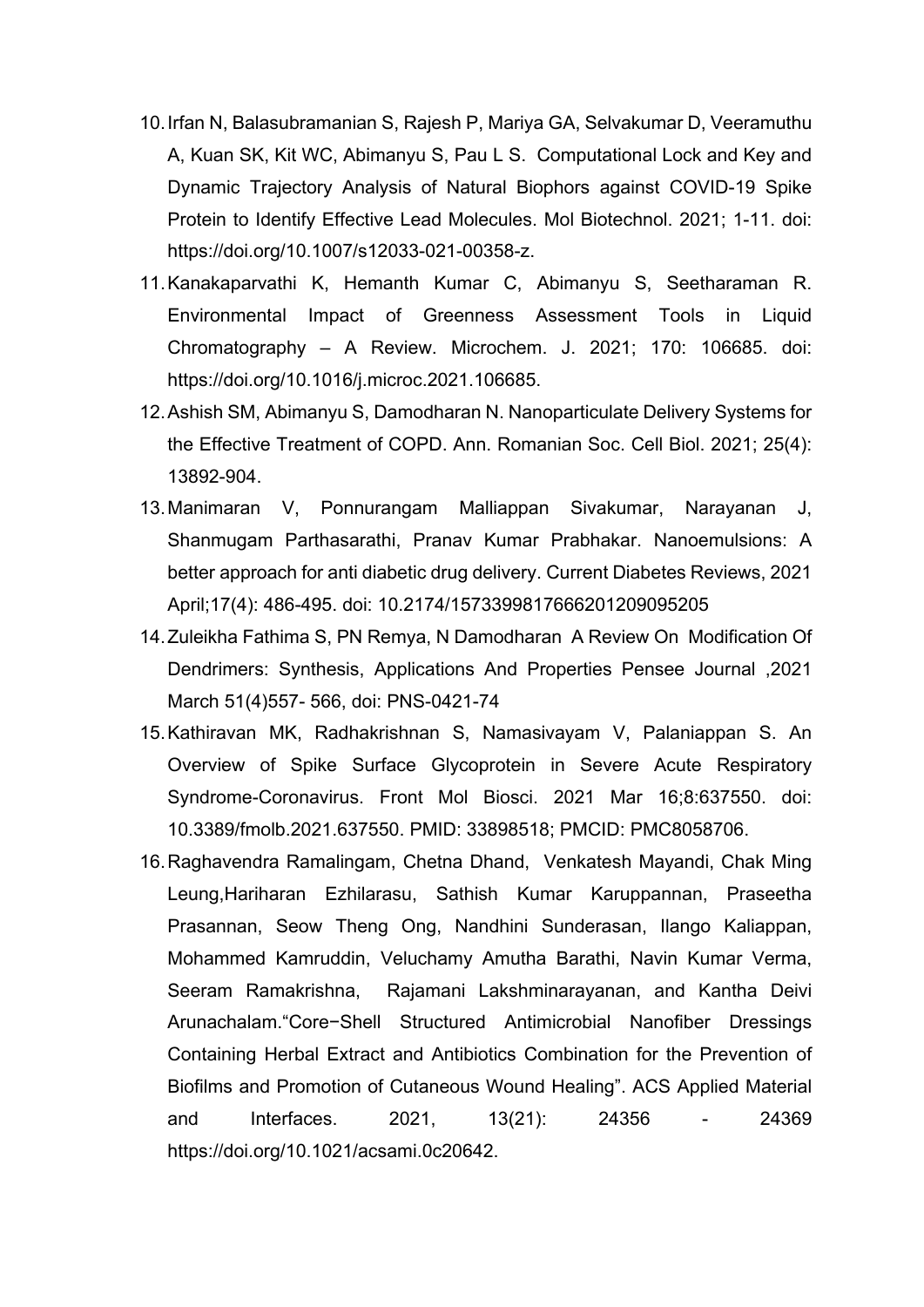10. Irfan N, Balasubramanian S, Rajesh P, Mariya GA, Selvakumar D, Veeramuthu A, Kuan SK, Kit WC, Abimanyu S, Pau L S. Computational Lock and Key and Dynamic Trajectory Analysis of Natural Biophors against COVID-19 Spike Protein to Identify Effective Lead Molecules. Mol Biotechnol. 2021; 1-11. doi: https://doi.org/10.1007/s12033-021-00358-z.
11. Kanakaparvathi K, Hemanth Kumar C, Abimanyu S, Seetharaman R. Environmental Impact of Greenness Assessment Tools in Liquid Chromatography – A Review. Microchem. J. 2021; 170: 106685. doi: https://doi.org/10.1016/j.microc.2021.106685.
12. Ashish SM, Abimanyu S, Damodharan N. Nanoparticulate Delivery Systems for the Effective Treatment of COPD. Ann. Romanian Soc. Cell Biol. 2021; 25(4): 13892-904.
13. Manimaran V, Ponnurangam Malliappan Sivakumar, Narayanan J, Shanmugam Parthasarathi, Pranav Kumar Prabhakar. Nanoemulsions: A better approach for anti diabetic drug delivery. Current Diabetes Reviews, 2021 April;17(4): 486-495. doi: 10.2174/1573399817666201209095205
14. Zuleikha Fathima S, PN Remya, N Damodharan A Review On Modification Of Dendrimers: Synthesis, Applications And Properties Pensee Journal ,2021 March 51(4)557- 566, doi: PNS-0421-74
15. Kathiravan MK, Radhakrishnan S, Namasivayam V, Palaniappan S. An Overview of Spike Surface Glycoprotein in Severe Acute Respiratory Syndrome-Coronavirus. Front Mol Biosci. 2021 Mar 16;8:637550. doi: 10.3389/fmolb.2021.637550. PMID: 33898518; PMCID: PMC8058706.
16. Raghavendra Ramalingam, Chetna Dhand, Venkatesh Mayandi, Chak Ming Leung,Hariharan Ezhilarasu, Sathish Kumar Karuppannan, Praseetha Prasannan, Seow Theng Ong, Nandhini Sunderasan, Ilango Kaliappan, Mohammed Kamruddin, Veluchamy Amutha Barathi, Navin Kumar Verma, Seeram Ramakrishna, Rajamani Lakshminarayanan, and Kantha Deivi Arunachalam."Core−Shell Structured Antimicrobial Nanofiber Dressings Containing Herbal Extract and Antibiotics Combination for the Prevention of Biofilms and Promotion of Cutaneous Wound Healing". ACS Applied Material and Interfaces. 2021, 13(21): 24356 - 24369 https://doi.org/10.1021/acsami.0c20642.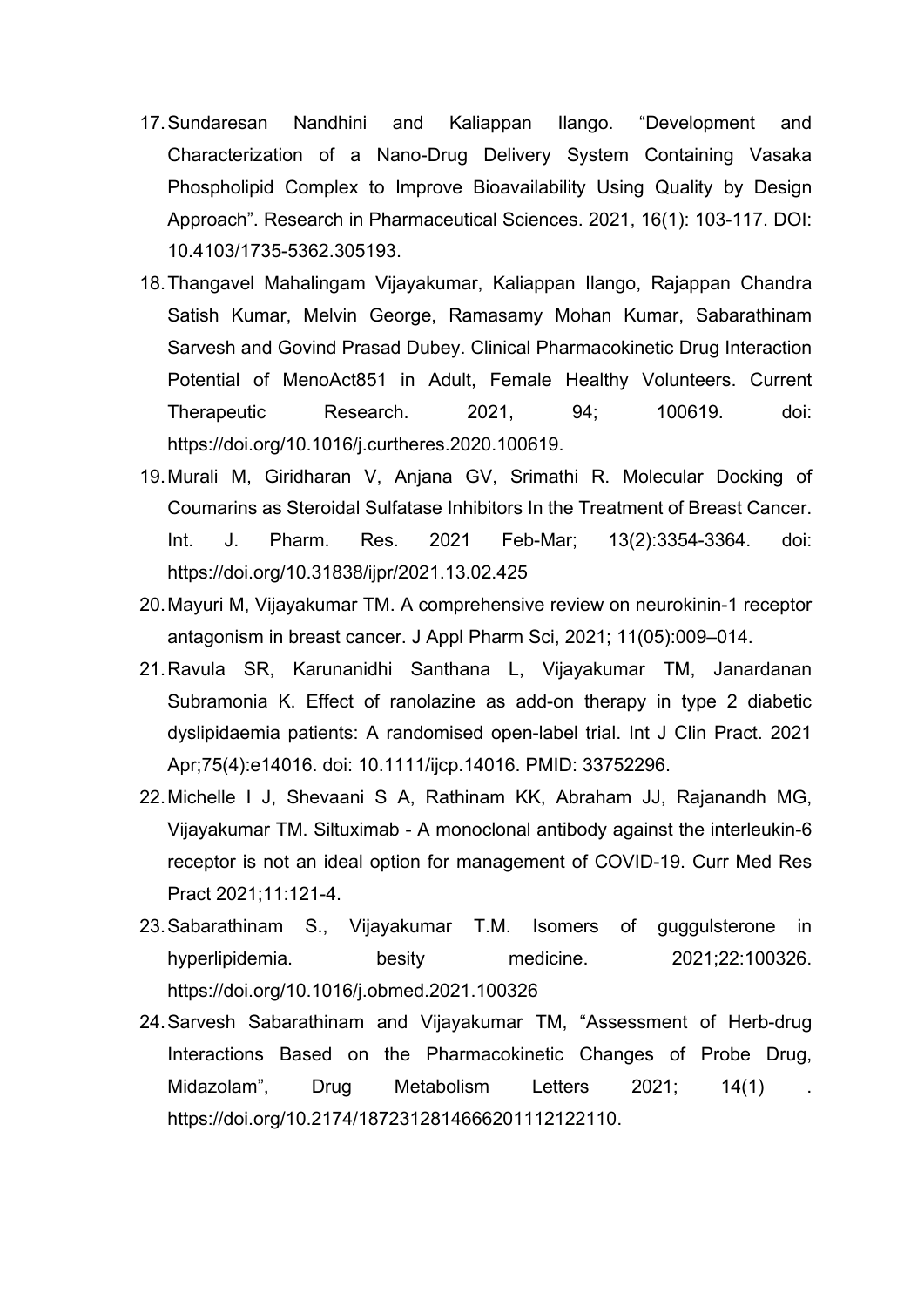17. Sundaresan Nandhini and Kaliappan Ilango. “Development and Characterization of a Nano-Drug Delivery System Containing Vasaka Phospholipid Complex to Improve Bioavailability Using Quality by Design Approach”. Research in Pharmaceutical Sciences. 2021, 16(1): 103-117. DOI: 10.4103/1735-5362.305193.
18. Thangavel Mahalingam Vijayakumar, Kaliappan Ilango, Rajappan Chandra Satish Kumar, Melvin George, Ramasamy Mohan Kumar, Sabarathinam Sarvesh and Govind Prasad Dubey. Clinical Pharmacokinetic Drug Interaction Potential of MenoAct851 in Adult, Female Healthy Volunteers. Current Therapeutic Research. 2021, 94; 100619. doi: https://doi.org/10.1016/j.curtheres.2020.100619.
19. Murali M, Giridharan V, Anjana GV, Srimathi R. Molecular Docking of Coumarins as Steroidal Sulfatase Inhibitors In the Treatment of Breast Cancer. Int. J. Pharm. Res. 2021 Feb-Mar; 13(2):3354-3364. doi: https://doi.org/10.31838/ijpr/2021.13.02.425
20. Mayuri M, Vijayakumar TM. A comprehensive review on neurokinin-1 receptor antagonism in breast cancer. J Appl Pharm Sci, 2021; 11(05):009–014.
21. Ravula SR, Karunanidhi Santhana L, Vijayakumar TM, Janardanan Subramonia K. Effect of ranolazine as add-on therapy in type 2 diabetic dyslipidaemia patients: A randomised open-label trial. Int J Clin Pract. 2021 Apr;75(4):e14016. doi: 10.1111/ijcp.14016. PMID: 33752296.
22. Michelle I J, Shevaani S A, Rathinam KK, Abraham JJ, Rajanandh MG, Vijayakumar TM. Siltuximab - A monoclonal antibody against the interleukin-6 receptor is not an ideal option for management of COVID-19. Curr Med Res Pract 2021;11:121-4.
23. Sabarathinam S., Vijayakumar T.M. Isomers of guggulsterone in hyperlipidemia. besity medicine. 2021;22:100326. https://doi.org/10.1016/j.obmed.2021.100326
24. Sarvesh Sabarathinam and Vijayakumar TM, “Assessment of Herb-drug Interactions Based on the Pharmacokinetic Changes of Probe Drug, Midazolam”, Drug Metabolism Letters 2021; 14(1) . https://doi.org/10.2174/1872312814666201112122110.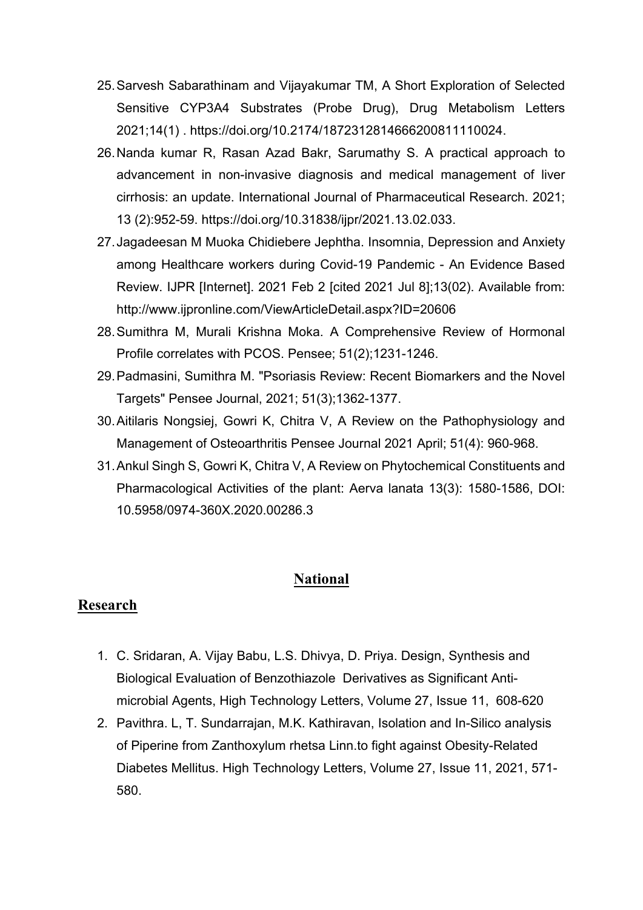25. Sarvesh Sabarathinam and Vijayakumar TM, A Short Exploration of Selected Sensitive CYP3A4 Substrates (Probe Drug), Drug Metabolism Letters 2021;14(1) . https://doi.org/10.2174/1872312814666200811110024.
26. Nanda kumar R, Rasan Azad Bakr, Sarumathy S. A practical approach to advancement in non-invasive diagnosis and medical management of liver cirrhosis: an update. International Journal of Pharmaceutical Research. 2021; 13 (2):952-59. https://doi.org/10.31838/ijpr/2021.13.02.033.
27. Jagadeesan M Muoka Chidiebere Jephtha. Insomnia, Depression and Anxiety among Healthcare workers during Covid-19 Pandemic - An Evidence Based Review. IJPR [Internet]. 2021 Feb 2 [cited 2021 Jul 8];13(02). Available from: http://www.ijpronline.com/ViewArticleDetail.aspx?ID=20606
28. Sumithra M, Murali Krishna Moka. A Comprehensive Review of Hormonal Profile correlates with PCOS. Pensee; 51(2);1231-1246.
29. Padmasini, Sumithra M. "Psoriasis Review: Recent Biomarkers and the Novel Targets" Pensee Journal, 2021; 51(3);1362-1377.
30. Aitilaris Nongsiej, Gowri K, Chitra V, A Review on the Pathophysiology and Management of Osteoarthritis Pensee Journal 2021 April; 51(4): 960-968.
31. Ankul Singh S, Gowri K, Chitra V, A Review on Phytochemical Constituents and Pharmacological Activities of the plant: Aerva lanata 13(3): 1580-1586, DOI: 10.5958/0974-360X.2020.00286.3

## National

## Research

1. C. Sridaran, A. Vijay Babu, L.S. Dhivya, D. Priya. Design, Synthesis and Biological Evaluation of Benzothiazole Derivatives as Significant Anti-microbial Agents, High Technology Letters, Volume 27, Issue 11, 608-620
2. Pavithra. L, T. Sundarrajan, M.K. Kathiravan, Isolation and In-Silico analysis of Piperine from Zanthoxylum rhetsa Linn.to fight against Obesity-Related Diabetes Mellitus. High Technology Letters, Volume 27, Issue 11, 2021, 571-580.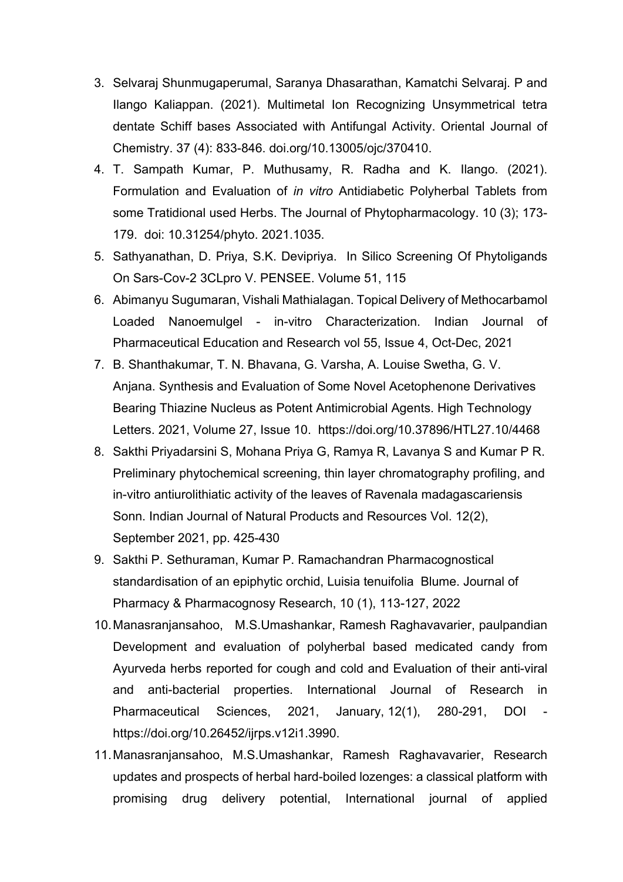3. Selvaraj Shunmugaperumal, Saranya Dhasarathan, Kamatchi Selvaraj. P and Ilango Kaliappan. (2021). Multimetal Ion Recognizing Unsymmetrical tetra dentate Schiff bases Associated with Antifungal Activity. Oriental Journal of Chemistry. 37 (4): 833-846. doi.org/10.13005/ojc/370410.
4. T. Sampath Kumar, P. Muthusamy, R. Radha and K. Ilango. (2021). Formulation and Evaluation of *in vitro* Antidiabetic Polyherbal Tablets from some Tratidional used Herbs. The Journal of Phytopharmacology. 10 (3); 173-179. doi: 10.31254/phyto. 2021.1035.
5. Sathyanathan, D. Priya, S.K. Devipriya. In Silico Screening Of Phytoligands On Sars-Cov-2 3CLpro V. PENSEE. Volume 51, 115
6. Abimanyu Sugumaran, Vishali Mathialagan. Topical Delivery of Methocarbamol Loaded Nanoemulgel - in-vitro Characterization. Indian Journal of Pharmaceutical Education and Research vol 55, Issue 4, Oct-Dec, 2021
7. B. Shanthakumar, T. N. Bhavana, G. Varsha, A. Louise Swetha, G. V. Anjana. Synthesis and Evaluation of Some Novel Acetophenone Derivatives Bearing Thiazine Nucleus as Potent Antimicrobial Agents. High Technology Letters. 2021, Volume 27, Issue 10. https://doi.org/10.37896/HTL27.10/4468
8. Sakthi Priyadarsini S, Mohana Priya G, Ramya R, Lavanya S and Kumar P R. Preliminary phytochemical screening, thin layer chromatography profiling, and in-vitro antiurolithiatic activity of the leaves of Ravenala madagascariensis Sonn. Indian Journal of Natural Products and Resources Vol. 12(2), September 2021, pp. 425-430
9. Sakthi P. Sethuraman, Kumar P. Ramachandran Pharmacognostical standardisation of an epiphytic orchid, Luisia tenuifolia Blume. Journal of Pharmacy & Pharmacognosy Research, 10 (1), 113-127, 2022
10. Manasranjansahoo, M.S.Umashankar, Ramesh Raghavavarier, paulpandian Development and evaluation of polyherbal based medicated candy from Ayurveda herbs reported for cough and cold and Evaluation of their anti-viral and anti-bacterial properties. International Journal of Research in Pharmaceutical Sciences, 2021, January, 12(1), 280-291, DOI - https://doi.org/10.26452/ijrps.v12i1.3990.
11. Manasranjansahoo, M.S.Umashankar, Ramesh Raghavavarier, Research updates and prospects of herbal hard-boiled lozenges: a classical platform with promising drug delivery potential, International journal of applied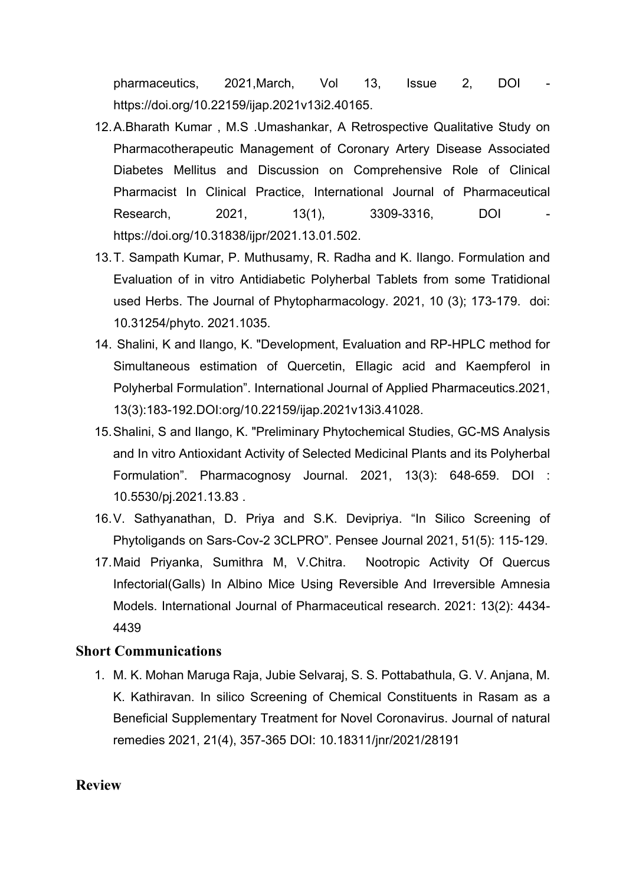pharmaceutics, 2021,March, Vol 13, Issue 2, DOI - https://doi.org/10.22159/ijap.2021v13i2.40165.

12. A.Bharath Kumar , M.S .Umashankar, A Retrospective Qualitative Study on Pharmacotherapeutic Management of Coronary Artery Disease Associated Diabetes Mellitus and Discussion on Comprehensive Role of Clinical Pharmacist In Clinical Practice, International Journal of Pharmaceutical Research, 2021, 13(1), 3309-3316, DOI - https://doi.org/10.31838/ijpr/2021.13.01.502.
13. T. Sampath Kumar, P. Muthusamy, R. Radha and K. Ilango. Formulation and Evaluation of in vitro Antidiabetic Polyherbal Tablets from some Tratidional used Herbs. The Journal of Phytopharmacology. 2021, 10 (3); 173-179. doi: 10.31254/phyto. 2021.1035.
14. Shalini, K and Ilango, K. "Development, Evaluation and RP-HPLC method for Simultaneous estimation of Quercetin, Ellagic acid and Kaempferol in Polyherbal Formulation". International Journal of Applied Pharmaceutics.2021, 13(3):183-192.DOI:org/10.22159/ijap.2021v13i3.41028.
15. Shalini, S and Ilango, K. "Preliminary Phytochemical Studies, GC-MS Analysis and In vitro Antioxidant Activity of Selected Medicinal Plants and its Polyherbal Formulation". Pharmacognosy Journal. 2021, 13(3): 648-659. DOI : 10.5530/pj.2021.13.83 .
16. V. Sathyanathan, D. Priya and S.K. Devipriya. "In Silico Screening of Phytoligands on Sars-Cov-2 3CLPRO". Pensee Journal 2021, 51(5): 115-129.
17. Maid Priyanka, Sumithra M, V.Chitra. Nootropic Activity Of Quercus Infectorial(Galls) In Albino Mice Using Reversible And Irreversible Amnesia Models. International Journal of Pharmaceutical research. 2021: 13(2): 4434-4439

## Short Communications

1. M. K. Mohan Maruga Raja, Jubie Selvaraj, S. S. Pottabathula, G. V. Anjana, M. K. Kathiravan. In silico Screening of Chemical Constituents in Rasam as a Beneficial Supplementary Treatment for Novel Coronavirus. Journal of natural remedies 2021, 21(4), 357-365 DOI: 10.18311/jnr/2021/28191

## Review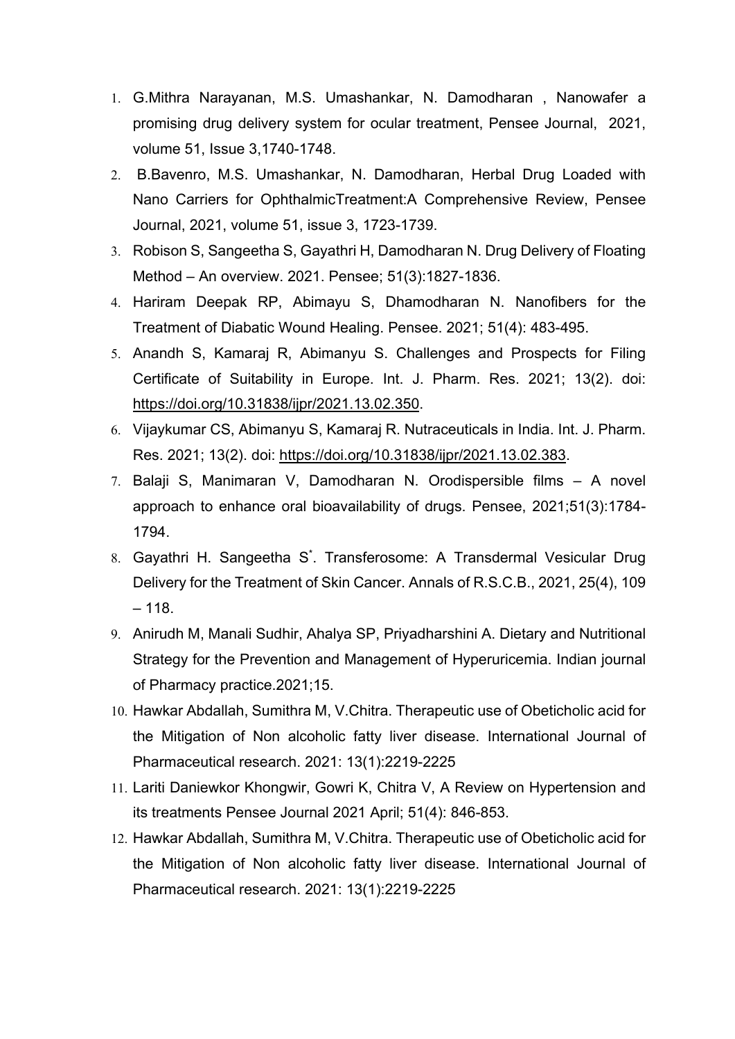1. G.Mithra Narayanan, M.S. Umashankar, N. Damodharan , Nanowafer a promising drug delivery system for ocular treatment, Pensee Journal, 2021, volume 51, Issue 3,1740-1748.
2. B.Bavenro, M.S. Umashankar, N. Damodharan, Herbal Drug Loaded with Nano Carriers for OphthalmicTreatment:A Comprehensive Review, Pensee Journal, 2021, volume 51, issue 3, 1723-1739.
3. Robison S, Sangeetha S, Gayathri H, Damodharan N. Drug Delivery of Floating Method – An overview. 2021. Pensee; 51(3):1827-1836.
4. Hariram Deepak RP, Abimayu S, Dhamodharan N. Nanofibers for the Treatment of Diabatic Wound Healing. Pensee. 2021; 51(4): 483-495.
5. Anandh S, Kamaraj R, Abimanyu S. Challenges and Prospects for Filing Certificate of Suitability in Europe. Int. J. Pharm. Res. 2021; 13(2). doi: https://doi.org/10.31838/ijpr/2021.13.02.350.
6. Vijaykumar CS, Abimanyu S, Kamaraj R. Nutraceuticals in India. Int. J. Pharm. Res. 2021; 13(2). doi: https://doi.org/10.31838/ijpr/2021.13.02.383.
7. Balaji S, Manimaran V, Damodharan N. Orodispersible films – A novel approach to enhance oral bioavailability of drugs. Pensee, 2021;51(3):1784-1794.
8. Gayathri H. Sangeetha S*. Transferosome: A Transdermal Vesicular Drug Delivery for the Treatment of Skin Cancer. Annals of R.S.C.B., 2021, 25(4), 109 – 118.
9. Anirudh M, Manali Sudhir, Ahalya SP, Priyadharshini A. Dietary and Nutritional Strategy for the Prevention and Management of Hyperuricemia. Indian journal of Pharmacy practice.2021;15.
10. Hawkar Abdallah, Sumithra M, V.Chitra. Therapeutic use of Obeticholic acid for the Mitigation of Non alcoholic fatty liver disease. International Journal of Pharmaceutical research. 2021: 13(1):2219-2225
11. Lariti Daniewkor Khongwir, Gowri K, Chitra V, A Review on Hypertension and its treatments Pensee Journal 2021 April; 51(4): 846-853.
12. Hawkar Abdallah, Sumithra M, V.Chitra. Therapeutic use of Obeticholic acid for the Mitigation of Non alcoholic fatty liver disease. International Journal of Pharmaceutical research. 2021: 13(1):2219-2225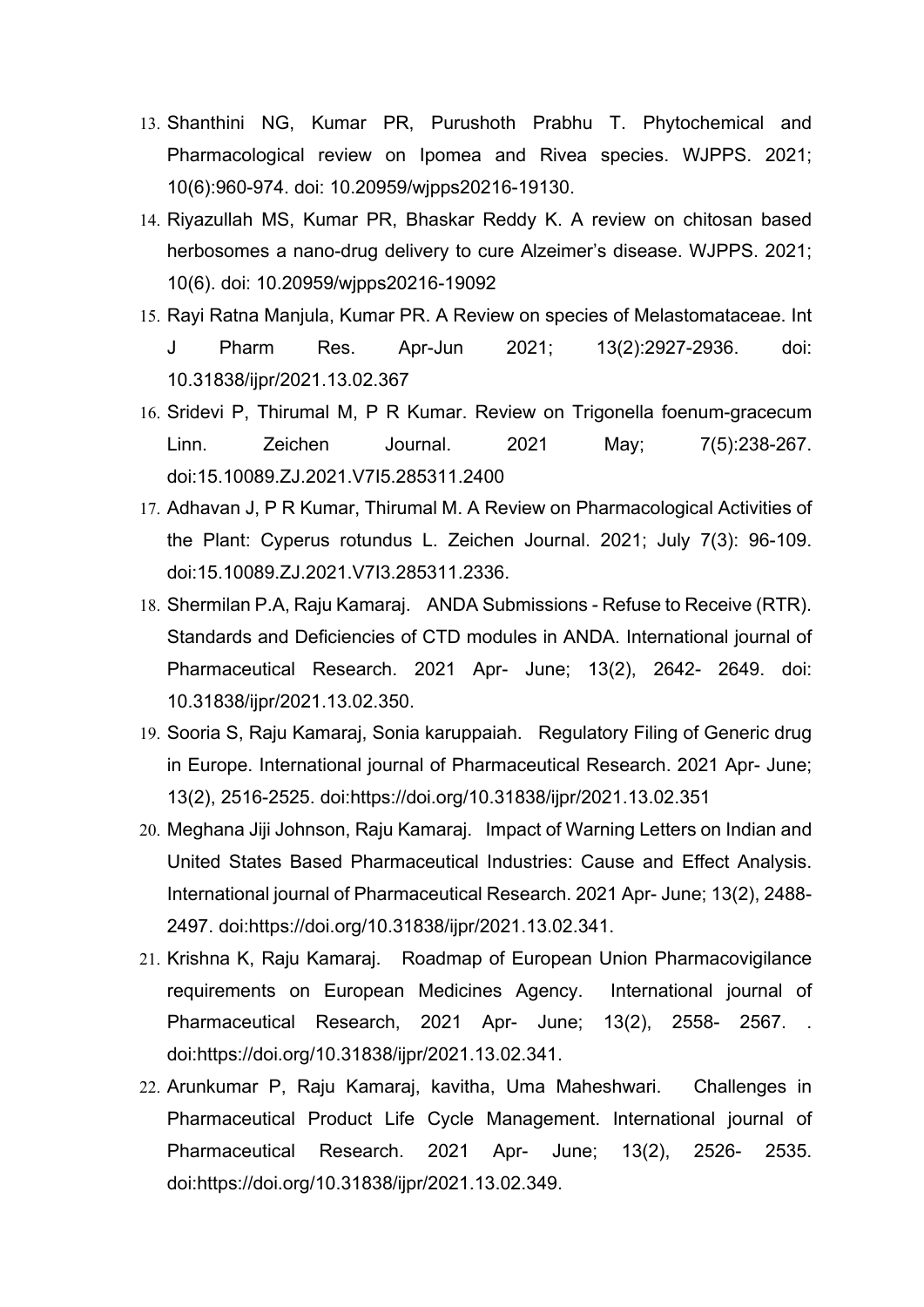13. Shanthini NG, Kumar PR, Purushoth Prabhu T. Phytochemical and Pharmacological review on Ipomea and Rivea species. WJPPS. 2021; 10(6):960-974. doi: 10.20959/wjpps20216-19130.
14. Riyazullah MS, Kumar PR, Bhaskar Reddy K. A review on chitosan based herbosomes a nano-drug delivery to cure Alzeimer's disease. WJPPS. 2021; 10(6). doi: 10.20959/wjpps20216-19092
15. Rayi Ratna Manjula, Kumar PR. A Review on species of Melastomataceae. Int J Pharm Res. Apr-Jun 2021; 13(2):2927-2936. doi: 10.31838/ijpr/2021.13.02.367
16. Sridevi P, Thirumal M, P R Kumar. Review on Trigonella foenum-gracecum Linn. Zeichen Journal. 2021 May; 7(5):238-267. doi:15.10089.ZJ.2021.V7I5.285311.2400
17. Adhavan J, P R Kumar, Thirumal M. A Review on Pharmacological Activities of the Plant: Cyperus rotundus L. Zeichen Journal. 2021; July 7(3): 96-109. doi:15.10089.ZJ.2021.V7I3.285311.2336.
18. Shermilan P.A, Raju Kamaraj. ANDA Submissions - Refuse to Receive (RTR). Standards and Deficiencies of CTD modules in ANDA. International journal of Pharmaceutical Research. 2021 Apr- June; 13(2), 2642- 2649. doi: 10.31838/ijpr/2021.13.02.350.
19. Sooria S, Raju Kamaraj, Sonia karuppaiah. Regulatory Filing of Generic drug in Europe. International journal of Pharmaceutical Research. 2021 Apr- June; 13(2), 2516-2525. doi:https://doi.org/10.31838/ijpr/2021.13.02.351
20. Meghana Jiji Johnson, Raju Kamaraj. Impact of Warning Letters on Indian and United States Based Pharmaceutical Industries: Cause and Effect Analysis. International journal of Pharmaceutical Research. 2021 Apr- June; 13(2), 2488-2497. doi:https://doi.org/10.31838/ijpr/2021.13.02.341.
21. Krishna K, Raju Kamaraj. Roadmap of European Union Pharmacovigilance requirements on European Medicines Agency. International journal of Pharmaceutical Research, 2021 Apr- June; 13(2), 2558- 2567. . doi:https://doi.org/10.31838/ijpr/2021.13.02.341.
22. Arunkumar P, Raju Kamaraj, kavitha, Uma Maheshwari. Challenges in Pharmaceutical Product Life Cycle Management. International journal of Pharmaceutical Research. 2021 Apr- June; 13(2), 2526- 2535. doi:https://doi.org/10.31838/ijpr/2021.13.02.349.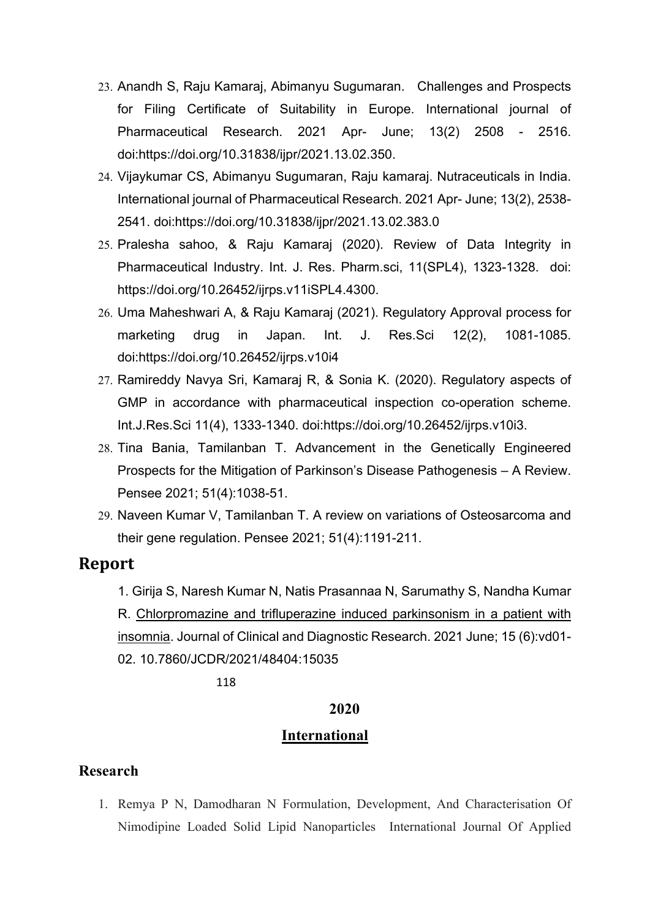23. Anandh S, Raju Kamaraj, Abimanyu Sugumaran. Challenges and Prospects for Filing Certificate of Suitability in Europe. International journal of Pharmaceutical Research. 2021 Apr- June; 13(2) 2508 - 2516. doi:https://doi.org/10.31838/ijpr/2021.13.02.350.
24. Vijaykumar CS, Abimanyu Sugumaran, Raju kamaraj. Nutraceuticals in India. International journal of Pharmaceutical Research. 2021 Apr- June; 13(2), 2538-2541. doi:https://doi.org/10.31838/ijpr/2021.13.02.383.0
25. Pralesha sahoo, & Raju Kamaraj (2020). Review of Data Integrity in Pharmaceutical Industry. Int. J. Res. Pharm.sci, 11(SPL4), 1323-1328. doi: https://doi.org/10.26452/ijrps.v11iSPL4.4300.
26. Uma Maheshwari A, & Raju Kamaraj (2021). Regulatory Approval process for marketing drug in Japan. Int. J. Res.Sci 12(2), 1081-1085. doi:https://doi.org/10.26452/ijrps.v10i4
27. Ramireddy Navya Sri, Kamaraj R, & Sonia K. (2020). Regulatory aspects of GMP in accordance with pharmaceutical inspection co-operation scheme. Int.J.Res.Sci 11(4), 1333-1340. doi:https://doi.org/10.26452/ijrps.v10i3.
28. Tina Bania, Tamilanban T. Advancement in the Genetically Engineered Prospects for the Mitigation of Parkinson's Disease Pathogenesis – A Review. Pensee 2021; 51(4):1038-51.
29. Naveen Kumar V, Tamilanban T. A review on variations of Osteosarcoma and their gene regulation. Pensee 2021; 51(4):1191-211.

## Report

1. Girija S, Naresh Kumar N, Natis Prasannaa N, Sarumathy S, Nandha Kumar R. Chlorpromazine and trifluperazine induced parkinsonism in a patient with insomnia. Journal of Clinical and Diagnostic Research. 2021 June; 15 (6):vd01-02. 10.7860/JCDR/2021/48404:15035

**2020**

**International**

## Research

1. Remya P N, Damodharan N Formulation, Development, And Characterisation Of Nimodipine Loaded Solid Lipid Nanoparticles International Journal Of Applied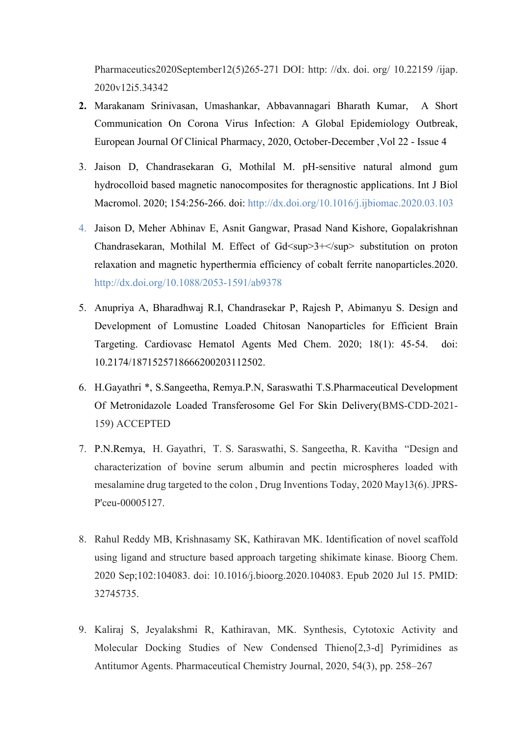Pharmaceutics2020September12(5)265-271 DOI: http: //dx. doi. org/ 10.22159 /ijap. 2020v12i5.34342

2. Marakanam Srinivasan, Umashankar, Abbavannagari Bharath Kumar, A Short Communication On Corona Virus Infection: A Global Epidemiology Outbreak, European Journal Of Clinical Pharmacy, 2020, October-December ,Vol 22 - Issue 4
3. Jaison D, Chandrasekaran G, Mothilal M. pH-sensitive natural almond gum hydrocolloid based magnetic nanocomposites for theragnostic applications. Int J Biol Macromol. 2020; 154:256-266. doi: http://dx.doi.org/10.1016/j.ijbiomac.2020.03.103
4. Jaison D, Meher Abhinav E, Asnit Gangwar, Prasad Nand Kishore, Gopalakrishnan Chandrasekaran, Mothilal M. Effect of Gd<sup>3+</sup> substitution on proton relaxation and magnetic hyperthermia efficiency of cobalt ferrite nanoparticles.2020. http://dx.doi.org/10.1088/2053-1591/ab9378
5. Anupriya A, Bharadhwaj R.I, Chandrasekar P, Rajesh P, Abimanyu S. Design and Development of Lomustine Loaded Chitosan Nanoparticles for Efficient Brain Targeting. Cardiovasc Hematol Agents Med Chem. 2020; 18(1): 45-54. doi: 10.2174/1871525718666200203112502.
6. H.Gayathri *, S.Sangeetha, Remya.P.N, Saraswathi T.S.Pharmaceutical Development Of Metronidazole Loaded Transferosome Gel For Skin Delivery(BMS-CDD-2021-159) ACCEPTED
7. P.N.Remya, H. Gayathri, T. S. Saraswathi, S. Sangeetha, R. Kavitha "Design and characterization of bovine serum albumin and pectin microspheres loaded with mesalamine drug targeted to the colon , Drug Inventions Today, 2020 May13(6). JPRS-P'ceu-00005127.
8. Rahul Reddy MB, Krishnasamy SK, Kathiravan MK. Identification of novel scaffold using ligand and structure based approach targeting shikimate kinase. Bioorg Chem. 2020 Sep;102:104083. doi: 10.1016/j.bioorg.2020.104083. Epub 2020 Jul 15. PMID: 32745735.
9. Kaliraj S, Jeyalakshmi R, Kathiravan, MK. Synthesis, Cytotoxic Activity and Molecular Docking Studies of New Condensed Thieno[2,3-d] Pyrimidines as Antitumor Agents. Pharmaceutical Chemistry Journal, 2020, 54(3), pp. 258–267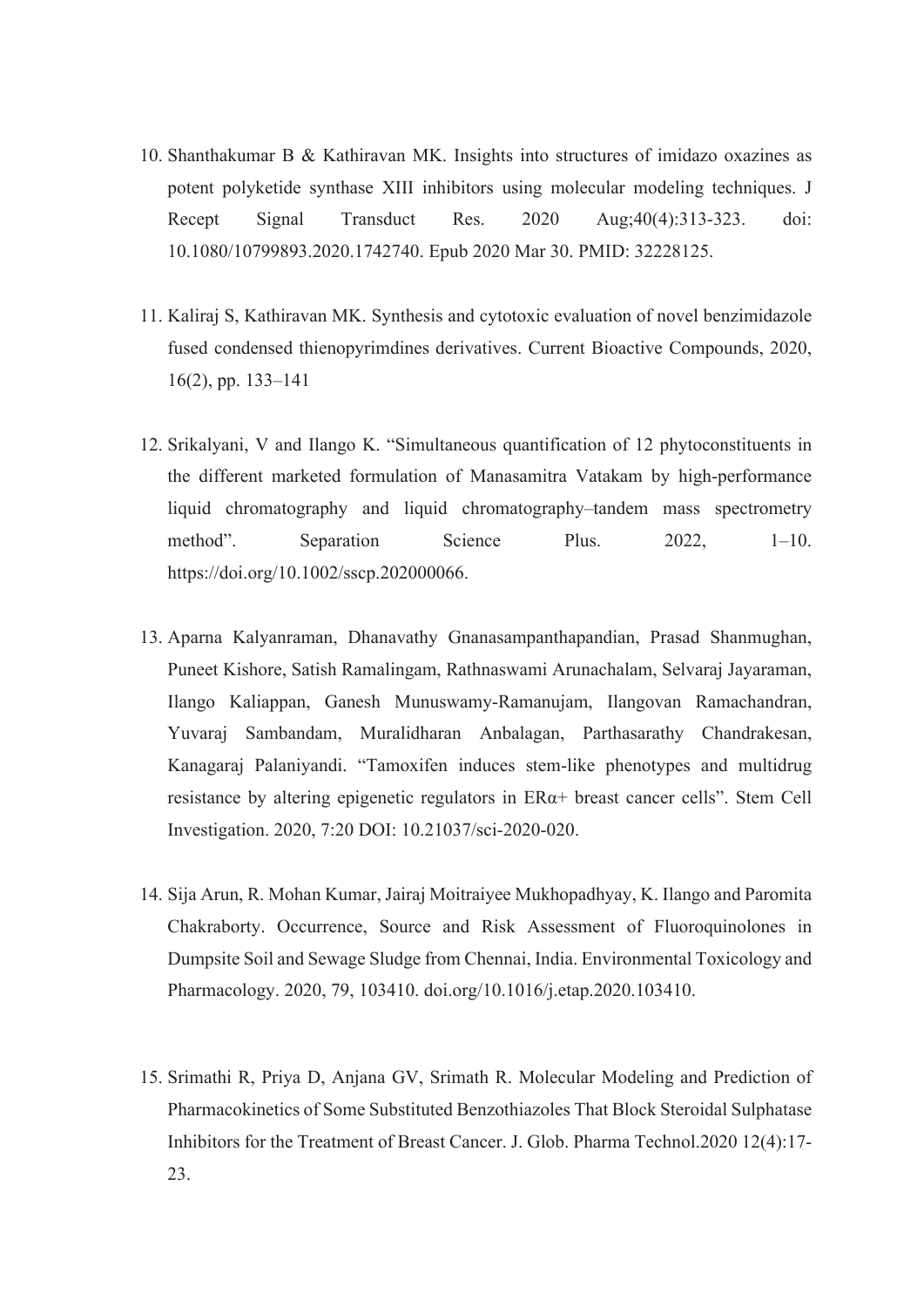10. Shanthakumar B & Kathiravan MK. Insights into structures of imidazo oxazines as potent polyketide synthase XIII inhibitors using molecular modeling techniques. J Recept Signal Transduct Res. 2020 Aug;40(4):313-323. doi: 10.1080/10799893.2020.1742740. Epub 2020 Mar 30. PMID: 32228125.

11. Kaliraj S, Kathiravan MK. Synthesis and cytotoxic evaluation of novel benzimidazole fused condensed thienopyrimdines derivatives. Current Bioactive Compounds, 2020, 16(2), pp. 133–141

12. Srikalyani, V and Ilango K. "Simultaneous quantification of 12 phytoconstituents in the different marketed formulation of Manasamitra Vatakam by high-performance liquid chromatography and liquid chromatography–tandem mass spectrometry method". Separation Science Plus. 2022, 1–10. https://doi.org/10.1002/sscp.202000066.

13. Aparna Kalyanraman, Dhanavathy Gnanasampanthapandian, Prasad Shanmughan, Puneet Kishore, Satish Ramalingam, Rathnaswami Arunachalam, Selvaraj Jayaraman, Ilango Kaliappan, Ganesh Munuswamy-Ramanujam, Ilangovan Ramachandran, Yuvaraj Sambandam, Muralidharan Anbalagan, Parthasarathy Chandrakesan, Kanagaraj Palaniyandi. "Tamoxifen induces stem-like phenotypes and multidrug resistance by altering epigenetic regulators in ERα+ breast cancer cells". Stem Cell Investigation. 2020, 7:20 DOI: 10.21037/sci-2020-020.

14. Sija Arun, R. Mohan Kumar, Jairaj Moitraiyee Mukhopadhyay, K. Ilango and Paromita Chakraborty. Occurrence, Source and Risk Assessment of Fluoroquinolones in Dumpsite Soil and Sewage Sludge from Chennai, India. Environmental Toxicology and Pharmacology. 2020, 79, 103410. doi.org/10.1016/j.etap.2020.103410.

15. Srimathi R, Priya D, Anjana GV, Srimath R. Molecular Modeling and Prediction of Pharmacokinetics of Some Substituted Benzothiazoles That Block Steroidal Sulphatase Inhibitors for the Treatment of Breast Cancer. J. Glob. Pharma Technol.2020 12(4):17-23.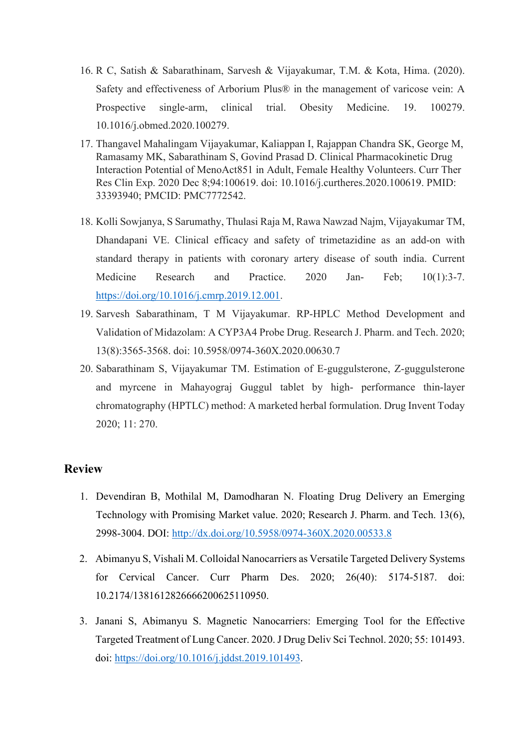16. R C, Satish & Sabarathinam, Sarvesh & Vijayakumar, T.M. & Kota, Hima. (2020). Safety and effectiveness of Arborium Plus® in the management of varicose vein: A Prospective single-arm, clinical trial. Obesity Medicine. 19. 100279. 10.1016/j.obmed.2020.100279.
17. Thangavel Mahalingam Vijayakumar, Kaliappan I, Rajappan Chandra SK, George M, Ramasamy MK, Sabarathinam S, Govind Prasad D. Clinical Pharmacokinetic Drug Interaction Potential of MenoAct851 in Adult, Female Healthy Volunteers. Curr Ther Res Clin Exp. 2020 Dec 8;94:100619. doi: 10.1016/j.curtheres.2020.100619. PMID: 33393940; PMCID: PMC7772542.
18. Kolli Sowjanya, S Sarumathy, Thulasi Raja M, Rawa Nawzad Najm, Vijayakumar TM, Dhandapani VE. Clinical efficacy and safety of trimetazidine as an add-on with standard therapy in patients with coronary artery disease of south india. Current Medicine Research and Practice. 2020 Jan- Feb; 10(1):3-7. https://doi.org/10.1016/j.cmrp.2019.12.001.
19. Sarvesh Sabarathinam, T M Vijayakumar. RP-HPLC Method Development and Validation of Midazolam: A CYP3A4 Probe Drug. Research J. Pharm. and Tech. 2020; 13(8):3565-3568. doi: 10.5958/0974-360X.2020.00630.7
20. Sabarathinam S, Vijayakumar TM. Estimation of E-guggulsterone, Z-guggulsterone and myrcene in Mahayograj Guggul tablet by high- performance thin-layer chromatography (HPTLC) method: A marketed herbal formulation. Drug Invent Today 2020; 11: 270.

## Review

1. Devendiran B, Mothilal M, Damodharan N. Floating Drug Delivery an Emerging Technology with Promising Market value. 2020; Research J. Pharm. and Tech. 13(6), 2998-3004. DOI: http://dx.doi.org/10.5958/0974-360X.2020.00533.8
2. Abimanyu S, Vishali M. Colloidal Nanocarriers as Versatile Targeted Delivery Systems for Cervical Cancer. Curr Pharm Des. 2020; 26(40): 5174-5187. doi: 10.2174/1381612826666200625110950.
3. Janani S, Abimanyu S. Magnetic Nanocarriers: Emerging Tool for the Effective Targeted Treatment of Lung Cancer. 2020. J Drug Deliv Sci Technol. 2020; 55: 101493. doi: https://doi.org/10.1016/j.jddst.2019.101493.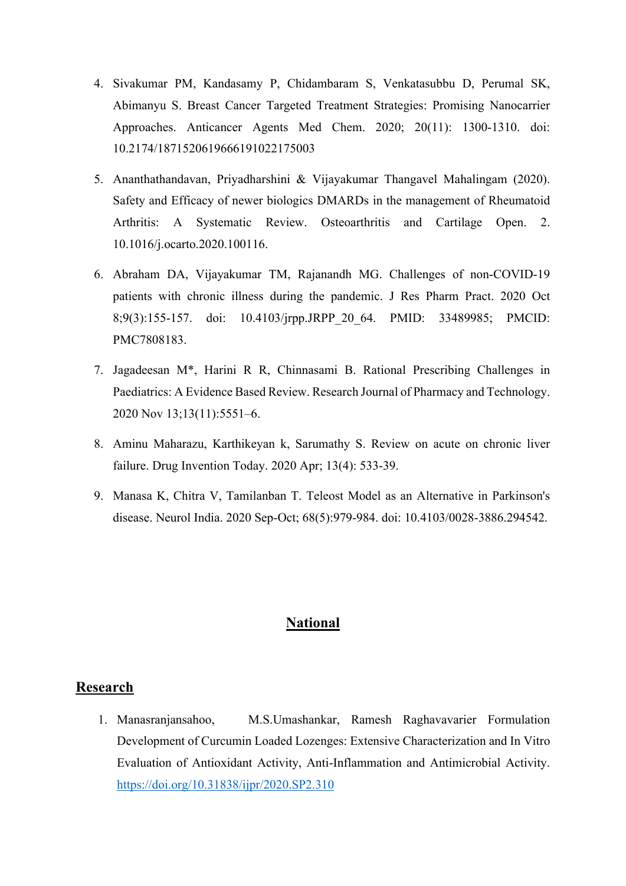4. Sivakumar PM, Kandasamy P, Chidambaram S, Venkatasubbu D, Perumal SK, Abimanyu S. Breast Cancer Targeted Treatment Strategies: Promising Nanocarrier Approaches. Anticancer Agents Med Chem. 2020; 20(11): 1300-1310. doi: 10.2174/1871520619666191022175003

5. Ananthathandavan, Priyadharshini & Vijayakumar Thangavel Mahalingam (2020). Safety and Efficacy of newer biologics DMARDs in the management of Rheumatoid Arthritis: A Systematic Review. Osteoarthritis and Cartilage Open. 2. 10.1016/j.ocarto.2020.100116.

6. Abraham DA, Vijayakumar TM, Rajanandh MG. Challenges of non-COVID-19 patients with chronic illness during the pandemic. J Res Pharm Pract. 2020 Oct 8;9(3):155-157. doi: 10.4103/jrpp.JRPP_20_64. PMID: 33489985; PMCID: PMC7808183.

7. Jagadeesan M*, Harini R R, Chinnasami B. Rational Prescribing Challenges in Paediatrics: A Evidence Based Review. Research Journal of Pharmacy and Technology. 2020 Nov 13;13(11):5551–6.

8. Aminu Maharazu, Karthikeyan k, Sarumathy S. Review on acute on chronic liver failure. Drug Invention Today. 2020 Apr; 13(4): 533-39.

9. Manasa K, Chitra V, Tamilanban T. Teleost Model as an Alternative in Parkinson's disease. Neurol India. 2020 Sep-Oct; 68(5):979-984. doi: 10.4103/0028-3886.294542.

## National

### Research

1. Manasranjansahoo, M.S.Umashankar, Ramesh Raghavavarier Formulation Development of Curcumin Loaded Lozenges: Extensive Characterization and In Vitro Evaluation of Antioxidant Activity, Anti-Inflammation and Antimicrobial Activity. https://doi.org/10.31838/ijpr/2020.SP2.310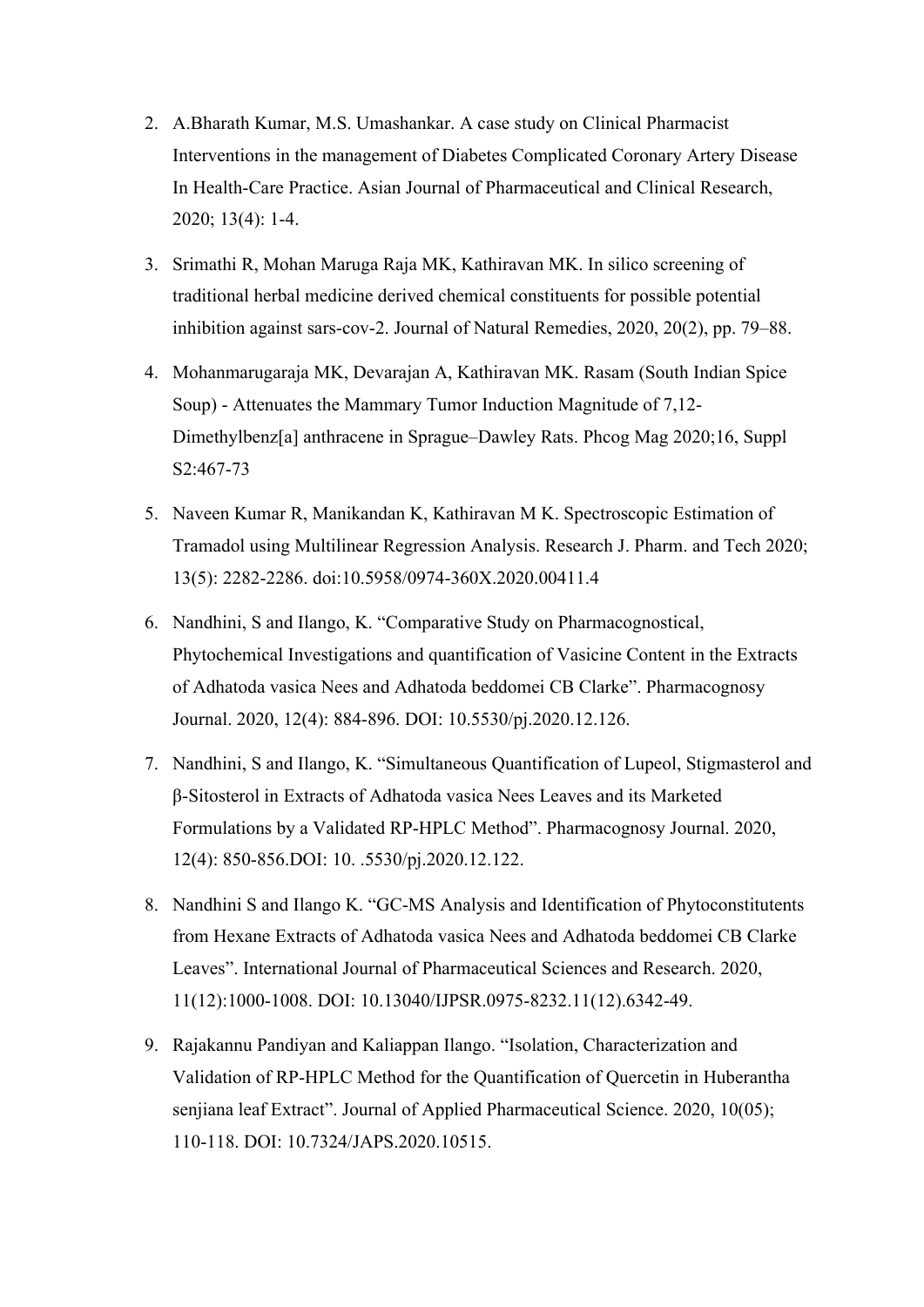2. A.Bharath Kumar, M.S. Umashankar. A case study on Clinical Pharmacist Interventions in the management of Diabetes Complicated Coronary Artery Disease In Health-Care Practice. Asian Journal of Pharmaceutical and Clinical Research, 2020; 13(4): 1-4.

3. Srimathi R, Mohan Maruga Raja MK, Kathiravan MK. In silico screening of traditional herbal medicine derived chemical constituents for possible potential inhibition against sars-cov-2. Journal of Natural Remedies, 2020, 20(2), pp. 79–88.

4. Mohanmarugaraja MK, Devarajan A, Kathiravan MK. Rasam (South Indian Spice Soup) - Attenuates the Mammary Tumor Induction Magnitude of 7,12-Dimethylbenz[a] anthracene in Sprague–Dawley Rats. Phcog Mag 2020;16, Suppl S2:467-73

5. Naveen Kumar R, Manikandan K, Kathiravan M K. Spectroscopic Estimation of Tramadol using Multilinear Regression Analysis. Research J. Pharm. and Tech 2020; 13(5): 2282-2286. doi:10.5958/0974-360X.2020.00411.4

6. Nandhini, S and Ilango, K. "Comparative Study on Pharmacognostical, Phytochemical Investigations and quantification of Vasicine Content in the Extracts of Adhatoda vasica Nees and Adhatoda beddomei CB Clarke". Pharmacognosy Journal. 2020, 12(4): 884-896. DOI: 10.5530/pj.2020.12.126.

7. Nandhini, S and Ilango, K. "Simultaneous Quantification of Lupeol, Stigmasterol and β-Sitosterol in Extracts of Adhatoda vasica Nees Leaves and its Marketed Formulations by a Validated RP-HPLC Method". Pharmacognosy Journal. 2020, 12(4): 850-856.DOI: 10. .5530/pj.2020.12.122.

8. Nandhini S and Ilango K. "GC-MS Analysis and Identification of Phytoconstitutents from Hexane Extracts of Adhatoda vasica Nees and Adhatoda beddomei CB Clarke Leaves". International Journal of Pharmaceutical Sciences and Research. 2020, 11(12):1000-1008. DOI: 10.13040/IJPSR.0975-8232.11(12).6342-49.

9. Rajakannu Pandiyan and Kaliappan Ilango. "Isolation, Characterization and Validation of RP-HPLC Method for the Quantification of Quercetin in Huberantha senjiana leaf Extract". Journal of Applied Pharmaceutical Science. 2020, 10(05); 110-118. DOI: 10.7324/JAPS.2020.10515.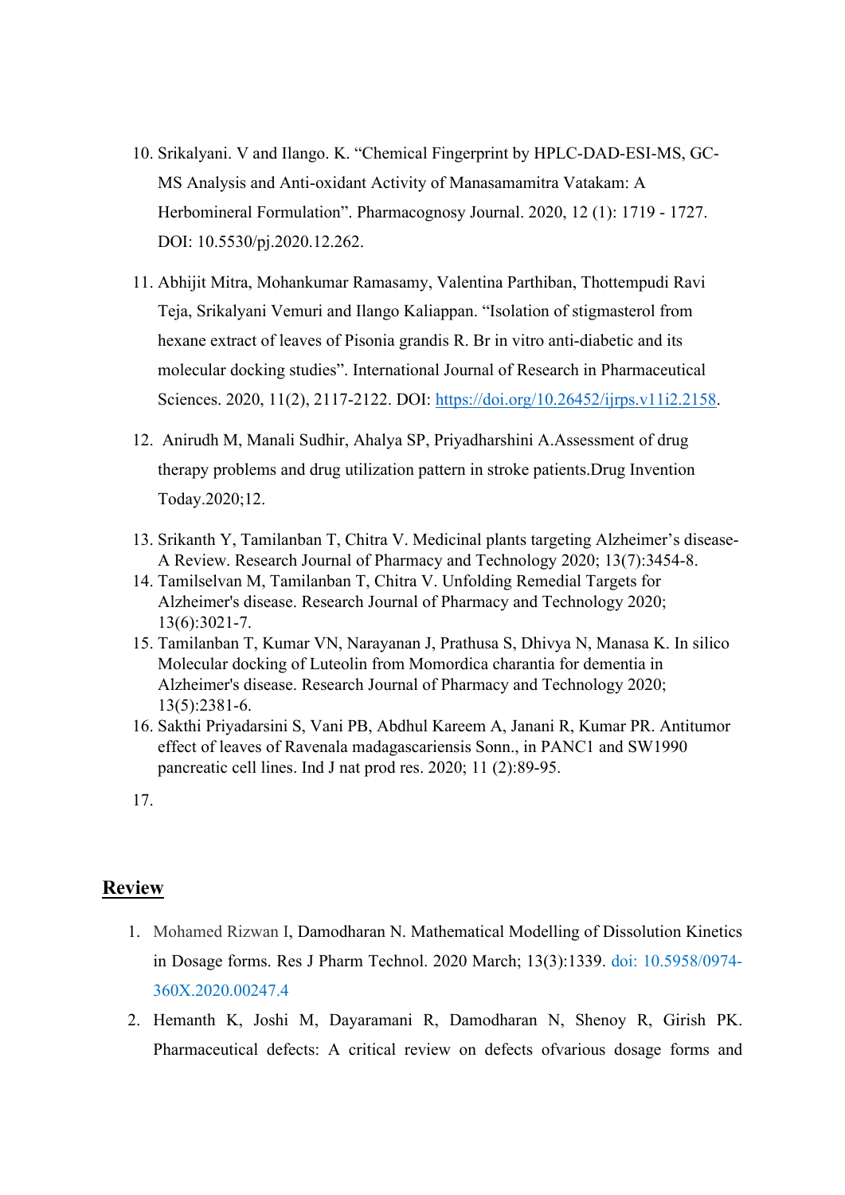10. Srikalyani. V and Ilango. K. "Chemical Fingerprint by HPLC-DAD-ESI-MS, GC-MS Analysis and Anti-oxidant Activity of Manasamamitra Vatakam: A Herbomineral Formulation". Pharmacognosy Journal. 2020, 12 (1): 1719 - 1727. DOI: 10.5530/pj.2020.12.262.
11. Abhijit Mitra, Mohankumar Ramasamy, Valentina Parthiban, Thottempudi Ravi Teja, Srikalyani Vemuri and Ilango Kaliappan. "Isolation of stigmasterol from hexane extract of leaves of Pisonia grandis R. Br in vitro anti-diabetic and its molecular docking studies". International Journal of Research in Pharmaceutical Sciences. 2020, 11(2), 2117-2122. DOI: https://doi.org/10.26452/ijrps.v11i2.2158.
12. Anirudh M, Manali Sudhir, Ahalya SP, Priyadharshini A.Assessment of drug therapy problems and drug utilization pattern in stroke patients.Drug Invention Today.2020;12.
13. Srikanth Y, Tamilanban T, Chitra V. Medicinal plants targeting Alzheimer's disease- A Review. Research Journal of Pharmacy and Technology 2020; 13(7):3454-8.
14. Tamilselvan M, Tamilanban T, Chitra V. Unfolding Remedial Targets for Alzheimer's disease. Research Journal of Pharmacy and Technology 2020; 13(6):3021-7.
15. Tamilanban T, Kumar VN, Narayanan J, Prathusa S, Dhivya N, Manasa K. In silico Molecular docking of Luteolin from Momordica charantia for dementia in Alzheimer's disease. Research Journal of Pharmacy and Technology 2020; 13(5):2381-6.
16. Sakthi Priyadarsini S, Vani PB, Abdhul Kareem A, Janani R, Kumar PR. Antitumor effect of leaves of Ravenala madagascariensis Sonn., in PANC1 and SW1990 pancreatic cell lines. Ind J nat prod res. 2020; 11 (2):89-95.
17.

## Review

1. Mohamed Rizwan I, Damodharan N. Mathematical Modelling of Dissolution Kinetics in Dosage forms. Res J Pharm Technol. 2020 March; 13(3):1339. doi: 10.5958/0974-360X.2020.00247.4
2. Hemanth K, Joshi M, Dayaramani R, Damodharan N, Shenoy R, Girish PK. Pharmaceutical defects: A critical review on defects ofvarious dosage forms and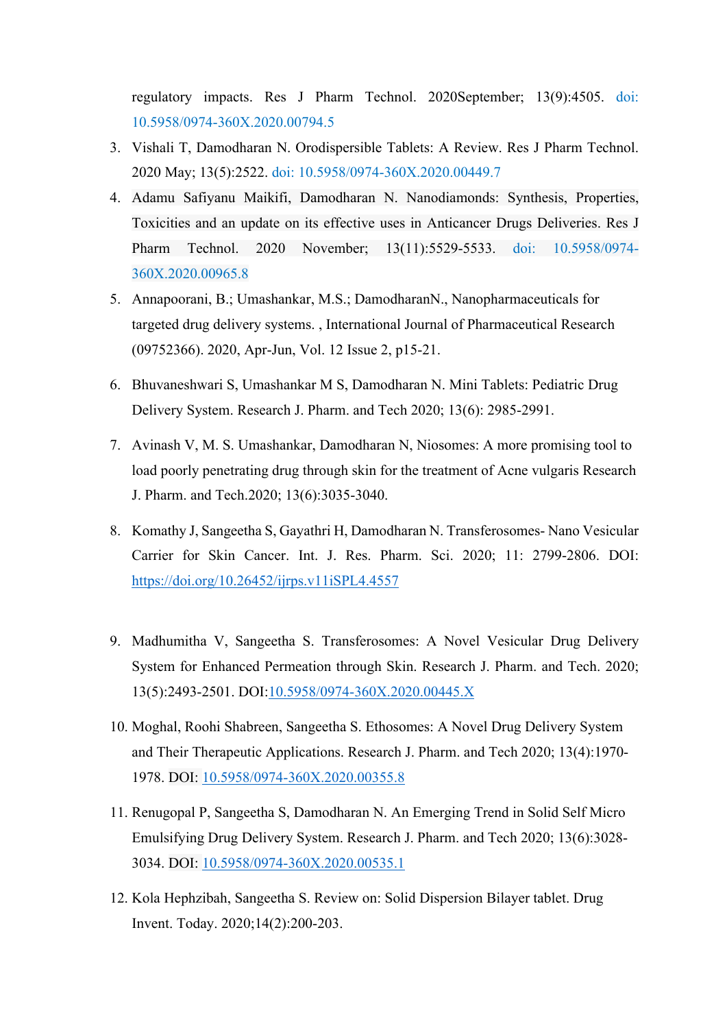regulatory impacts. Res J Pharm Technol. 2020September; 13(9):4505. doi: 10.5958/0974-360X.2020.00794.5

3. Vishali T, Damodharan N. Orodispersible Tablets: A Review. Res J Pharm Technol. 2020 May; 13(5):2522. doi: 10.5958/0974-360X.2020.00449.7
4. Adamu Safiyanu Maikifi, Damodharan N. Nanodiamonds: Synthesis, Properties, Toxicities and an update on its effective uses in Anticancer Drugs Deliveries. Res J Pharm Technol. 2020 November; 13(11):5529-5533. doi: 10.5958/0974-360X.2020.00965.8
5. Annapoorani, B.; Umashankar, M.S.; DamodharanN., Nanopharmaceuticals for targeted drug delivery systems. , International Journal of Pharmaceutical Research (09752366). 2020, Apr-Jun, Vol. 12 Issue 2, p15-21.
6. Bhuvaneshwari S, Umashankar M S, Damodharan N. Mini Tablets: Pediatric Drug Delivery System. Research J. Pharm. and Tech 2020; 13(6): 2985-2991.
7. Avinash V, M. S. Umashankar, Damodharan N, Niosomes: A more promising tool to load poorly penetrating drug through skin for the treatment of Acne vulgaris Research J. Pharm. and Tech.2020; 13(6):3035-3040.
8. Komathy J, Sangeetha S, Gayathri H, Damodharan N. Transferosomes- Nano Vesicular Carrier for Skin Cancer. Int. J. Res. Pharm. Sci. 2020; 11: 2799-2806. DOI: https://doi.org/10.26452/ijrps.v11iSPL4.4557
9. Madhumitha V, Sangeetha S. Transferosomes: A Novel Vesicular Drug Delivery System for Enhanced Permeation through Skin. Research J. Pharm. and Tech. 2020; 13(5):2493-2501. DOI:10.5958/0974-360X.2020.00445.X
10. Moghal, Roohi Shabreen, Sangeetha S. Ethosomes: A Novel Drug Delivery System and Their Therapeutic Applications. Research J. Pharm. and Tech 2020; 13(4):1970-1978. DOI: 10.5958/0974-360X.2020.00355.8
11. Renugopal P, Sangeetha S, Damodharan N. An Emerging Trend in Solid Self Micro Emulsifying Drug Delivery System. Research J. Pharm. and Tech 2020; 13(6):3028-3034. DOI: 10.5958/0974-360X.2020.00535.1
12. Kola Hephzibah, Sangeetha S. Review on: Solid Dispersion Bilayer tablet. Drug Invent. Today. 2020;14(2):200-203.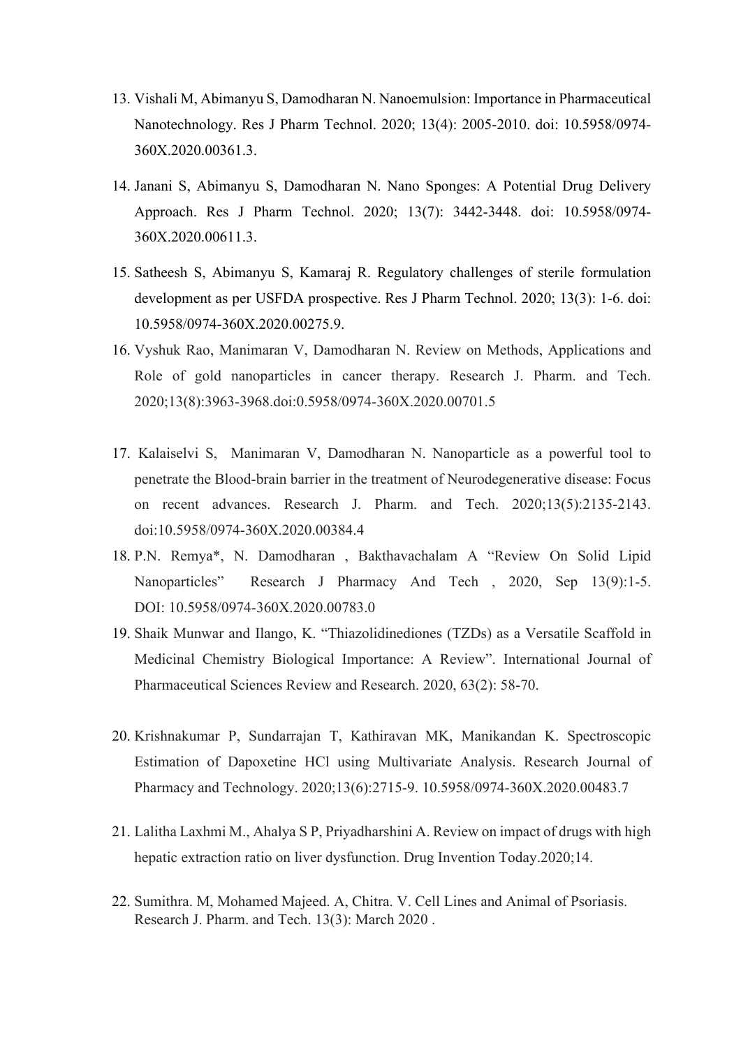13. Vishali M, Abimanyu S, Damodharan N. Nanoemulsion: Importance in Pharmaceutical Nanotechnology. Res J Pharm Technol. 2020; 13(4): 2005-2010. doi: 10.5958/0974-360X.2020.00361.3.

14. Janani S, Abimanyu S, Damodharan N. Nano Sponges: A Potential Drug Delivery Approach. Res J Pharm Technol. 2020; 13(7): 3442-3448. doi: 10.5958/0974-360X.2020.00611.3.

15. Satheesh S, Abimanyu S, Kamaraj R. Regulatory challenges of sterile formulation development as per USFDA prospective. Res J Pharm Technol. 2020; 13(3): 1-6. doi: 10.5958/0974-360X.2020.00275.9.

16. Vyshuk Rao, Manimaran V, Damodharan N. Review on Methods, Applications and Role of gold nanoparticles in cancer therapy. Research J. Pharm. and Tech. 2020;13(8):3963-3968.doi:0.5958/0974-360X.2020.00701.5

17. Kalaiselvi S, Manimaran V, Damodharan N. Nanoparticle as a powerful tool to penetrate the Blood-brain barrier in the treatment of Neurodegenerative disease: Focus on recent advances. Research J. Pharm. and Tech. 2020;13(5):2135-2143. doi:10.5958/0974-360X.2020.00384.4

18. P.N. Remya*, N. Damodharan , Bakthavachalam A "Review On Solid Lipid Nanoparticles" Research J Pharmacy And Tech , 2020, Sep 13(9):1-5. DOI: 10.5958/0974-360X.2020.00783.0

19. Shaik Munwar and Ilango, K. "Thiazolidinediones (TZDs) as a Versatile Scaffold in Medicinal Chemistry Biological Importance: A Review". International Journal of Pharmaceutical Sciences Review and Research. 2020, 63(2): 58-70.

20. Krishnakumar P, Sundarrajan T, Kathiravan MK, Manikandan K. Spectroscopic Estimation of Dapoxetine HCl using Multivariate Analysis. Research Journal of Pharmacy and Technology. 2020;13(6):2715-9. 10.5958/0974-360X.2020.00483.7

21. Lalitha Laxhmi M., Ahalya S P, Priyadharshini A. Review on impact of drugs with high hepatic extraction ratio on liver dysfunction. Drug Invention Today.2020;14.

22. Sumithra. M, Mohamed Majeed. A, Chitra. V. Cell Lines and Animal of Psoriasis. Research J. Pharm. and Tech. 13(3): March 2020 .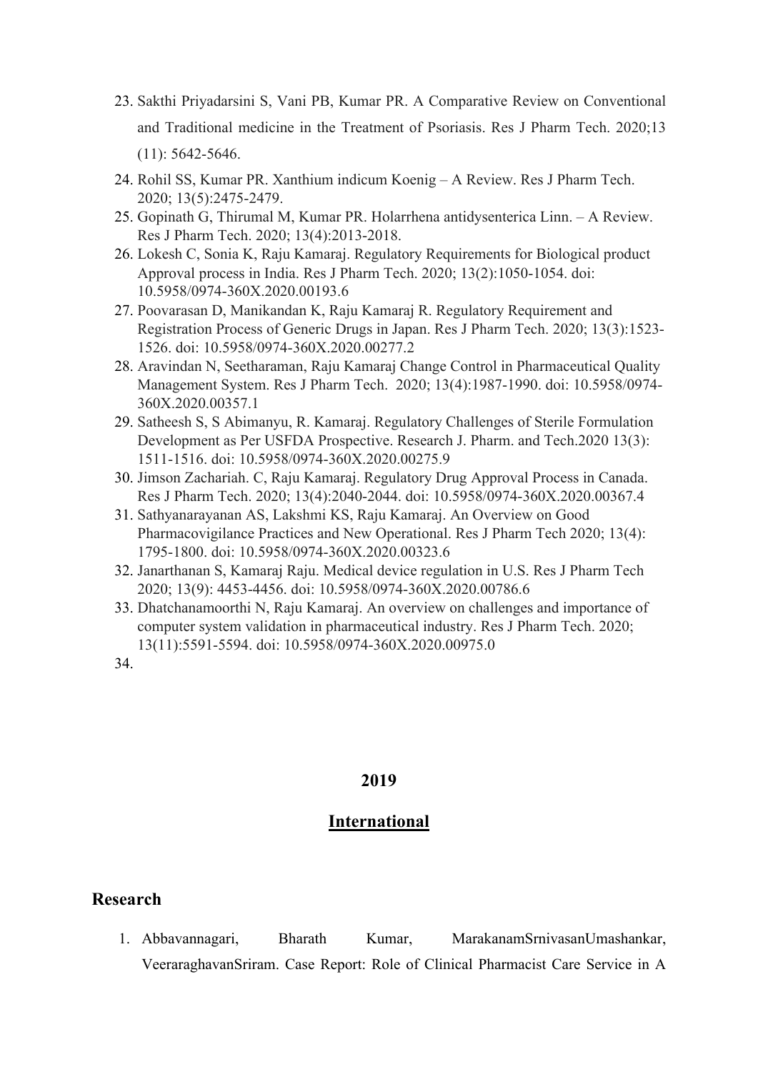23. Sakthi Priyadarsini S, Vani PB, Kumar PR. A Comparative Review on Conventional and Traditional medicine in the Treatment of Psoriasis. Res J Pharm Tech. 2020;13 (11): 5642-5646.
24. Rohil SS, Kumar PR. Xanthium indicum Koenig – A Review. Res J Pharm Tech. 2020; 13(5):2475-2479.
25. Gopinath G, Thirumal M, Kumar PR. Holarrhena antidysenterica Linn. – A Review. Res J Pharm Tech. 2020; 13(4):2013-2018.
26. Lokesh C, Sonia K, Raju Kamaraj. Regulatory Requirements for Biological product Approval process in India. Res J Pharm Tech. 2020; 13(2):1050-1054. doi: 10.5958/0974-360X.2020.00193.6
27. Poovarasan D, Manikandan K, Raju Kamaraj R. Regulatory Requirement and Registration Process of Generic Drugs in Japan. Res J Pharm Tech. 2020; 13(3):1523-1526. doi: 10.5958/0974-360X.2020.00277.2
28. Aravindan N, Seetharaman, Raju Kamaraj Change Control in Pharmaceutical Quality Management System. Res J Pharm Tech. 2020; 13(4):1987-1990. doi: 10.5958/0974-360X.2020.00357.1
29. Satheesh S, S Abimanyu, R. Kamaraj. Regulatory Challenges of Sterile Formulation Development as Per USFDA Prospective. Research J. Pharm. and Tech.2020 13(3): 1511-1516. doi: 10.5958/0974-360X.2020.00275.9
30. Jimson Zachariah. C, Raju Kamaraj. Regulatory Drug Approval Process in Canada. Res J Pharm Tech. 2020; 13(4):2040-2044. doi: 10.5958/0974-360X.2020.00367.4
31. Sathyanarayanan AS, Lakshmi KS, Raju Kamaraj. An Overview on Good Pharmacovigilance Practices and New Operational. Res J Pharm Tech 2020; 13(4): 1795-1800. doi: 10.5958/0974-360X.2020.00323.6
32. Janarthanan S, Kamaraj Raju. Medical device regulation in U.S. Res J Pharm Tech 2020; 13(9): 4453-4456. doi: 10.5958/0974-360X.2020.00786.6
33. Dhatchanamoorthi N, Raju Kamaraj. An overview on challenges and importance of computer system validation in pharmaceutical industry. Res J Pharm Tech. 2020; 13(11):5591-5594. doi: 10.5958/0974-360X.2020.00975.0
34.

## 2019

## International

### Research

1. Abbavannagari, Bharath Kumar, MarakanamSrnivasanUmashankar, VeeraraghavanSriram. Case Report: Role of Clinical Pharmacist Care Service in A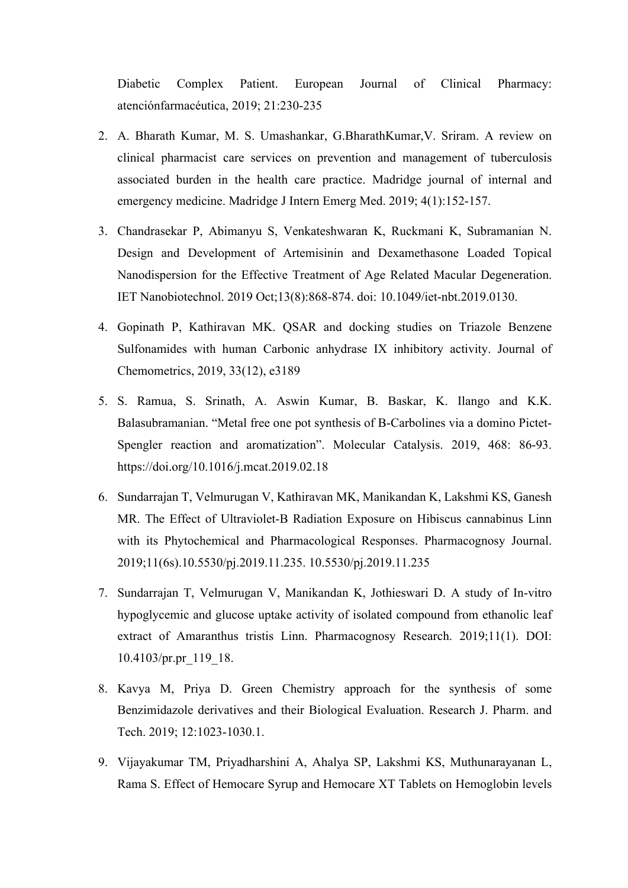Diabetic Complex Patient. European Journal of Clinical Pharmacy: atenciónfarmacéutica, 2019; 21:230-235

2. A. Bharath Kumar, M. S. Umashankar, G.BharathKumar,V. Sriram. A review on clinical pharmacist care services on prevention and management of tuberculosis associated burden in the health care practice. Madridge journal of internal and emergency medicine. Madridge J Intern Emerg Med. 2019; 4(1):152-157.
3. Chandrasekar P, Abimanyu S, Venkateshwaran K, Ruckmani K, Subramanian N. Design and Development of Artemisinin and Dexamethasone Loaded Topical Nanodispersion for the Effective Treatment of Age Related Macular Degeneration. IET Nanobiotechnol. 2019 Oct;13(8):868-874. doi: 10.1049/iet-nbt.2019.0130.
4. Gopinath P, Kathiravan MK. QSAR and docking studies on Triazole Benzene Sulfonamides with human Carbonic anhydrase IX inhibitory activity. Journal of Chemometrics, 2019, 33(12), e3189
5. S. Ramua, S. Srinath, A. Aswin Kumar, B. Baskar, K. Ilango and K.K. Balasubramanian. "Metal free one pot synthesis of B-Carbolines via a domino Pictet-Spengler reaction and aromatization". Molecular Catalysis. 2019, 468: 86-93. https://doi.org/10.1016/j.mcat.2019.02.18
6. Sundarrajan T, Velmurugan V, Kathiravan MK, Manikandan K, Lakshmi KS, Ganesh MR. The Effect of Ultraviolet-B Radiation Exposure on Hibiscus cannabinus Linn with its Phytochemical and Pharmacological Responses. Pharmacognosy Journal. 2019;11(6s).10.5530/pj.2019.11.235. 10.5530/pj.2019.11.235
7. Sundarrajan T, Velmurugan V, Manikandan K, Jothieswari D. A study of In-vitro hypoglycemic and glucose uptake activity of isolated compound from ethanolic leaf extract of Amaranthus tristis Linn. Pharmacognosy Research. 2019;11(1). DOI: 10.4103/pr.pr_119_18.
8. Kavya M, Priya D. Green Chemistry approach for the synthesis of some Benzimidazole derivatives and their Biological Evaluation. Research J. Pharm. and Tech. 2019; 12:1023-1030.1.
9. Vijayakumar TM, Priyadharshini A, Ahalya SP, Lakshmi KS, Muthunarayanan L, Rama S. Effect of Hemocare Syrup and Hemocare XT Tablets on Hemoglobin levels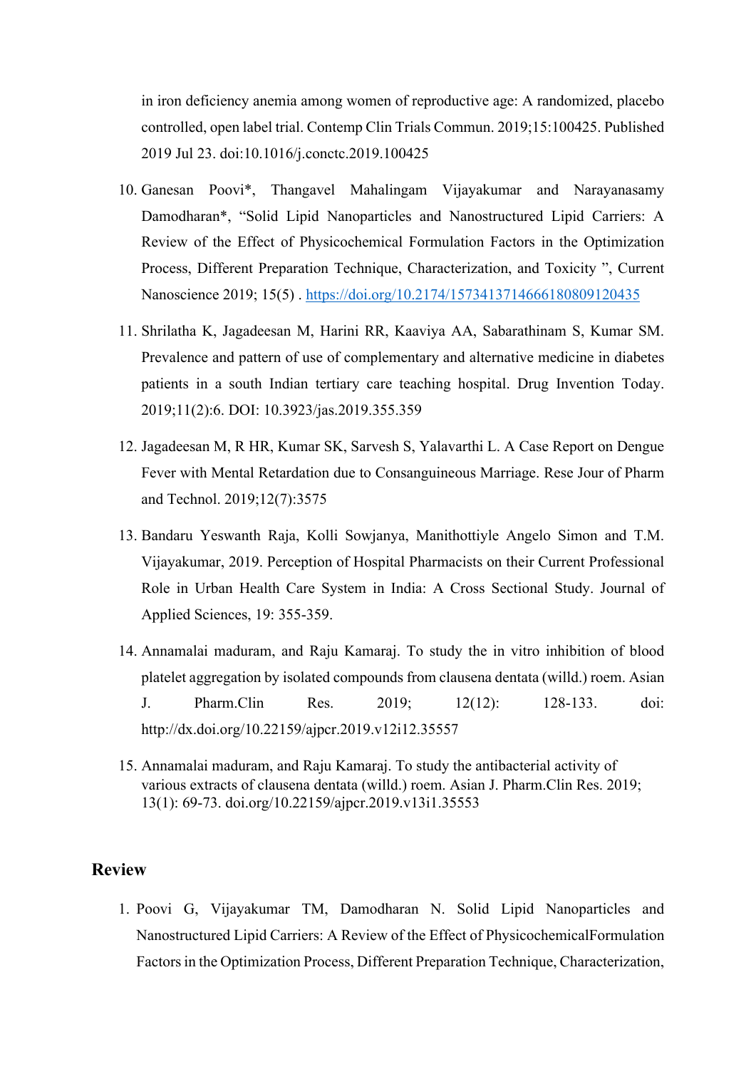in iron deficiency anemia among women of reproductive age: A randomized, placebo controlled, open label trial. Contemp Clin Trials Commun. 2019;15:100425. Published 2019 Jul 23. doi:10.1016/j.conctc.2019.100425

10. Ganesan Poovi*, Thangavel Mahalingam Vijayakumar and Narayanasamy Damodharan*, "Solid Lipid Nanoparticles and Nanostructured Lipid Carriers: A Review of the Effect of Physicochemical Formulation Factors in the Optimization Process, Different Preparation Technique, Characterization, and Toxicity ", Current Nanoscience 2019; 15(5) . https://doi.org/10.2174/1573413714666180809120435
11. Shrilatha K, Jagadeesan M, Harini RR, Kaaviya AA, Sabarathinam S, Kumar SM. Prevalence and pattern of use of complementary and alternative medicine in diabetes patients in a south Indian tertiary care teaching hospital. Drug Invention Today. 2019;11(2):6. DOI: 10.3923/jas.2019.355.359
12. Jagadeesan M, R HR, Kumar SK, Sarvesh S, Yalavarthi L. A Case Report on Dengue Fever with Mental Retardation due to Consanguineous Marriage. Rese Jour of Pharm and Technol. 2019;12(7):3575
13. Bandaru Yeswanth Raja, Kolli Sowjanya, Manithottiyle Angelo Simon and T.M. Vijayakumar, 2019. Perception of Hospital Pharmacists on their Current Professional Role in Urban Health Care System in India: A Cross Sectional Study. Journal of Applied Sciences, 19: 355-359.
14. Annamalai maduram, and Raju Kamaraj. To study the in vitro inhibition of blood platelet aggregation by isolated compounds from clausena dentata (willd.) roem. Asian J. Pharm.Clin Res. 2019; 12(12): 128-133. doi: http://dx.doi.org/10.22159/ajpcr.2019.v12i12.35557
15. Annamalai maduram, and Raju Kamaraj. To study the antibacterial activity of various extracts of clausena dentata (willd.) roem. Asian J. Pharm.Clin Res. 2019; 13(1): 69-73. doi.org/10.22159/ajpcr.2019.v13i1.35553

## Review

1. Poovi G, Vijayakumar TM, Damodharan N. Solid Lipid Nanoparticles and Nanostructured Lipid Carriers: A Review of the Effect of PhysicochemicalFormulation Factors in the Optimization Process, Different Preparation Technique, Characterization,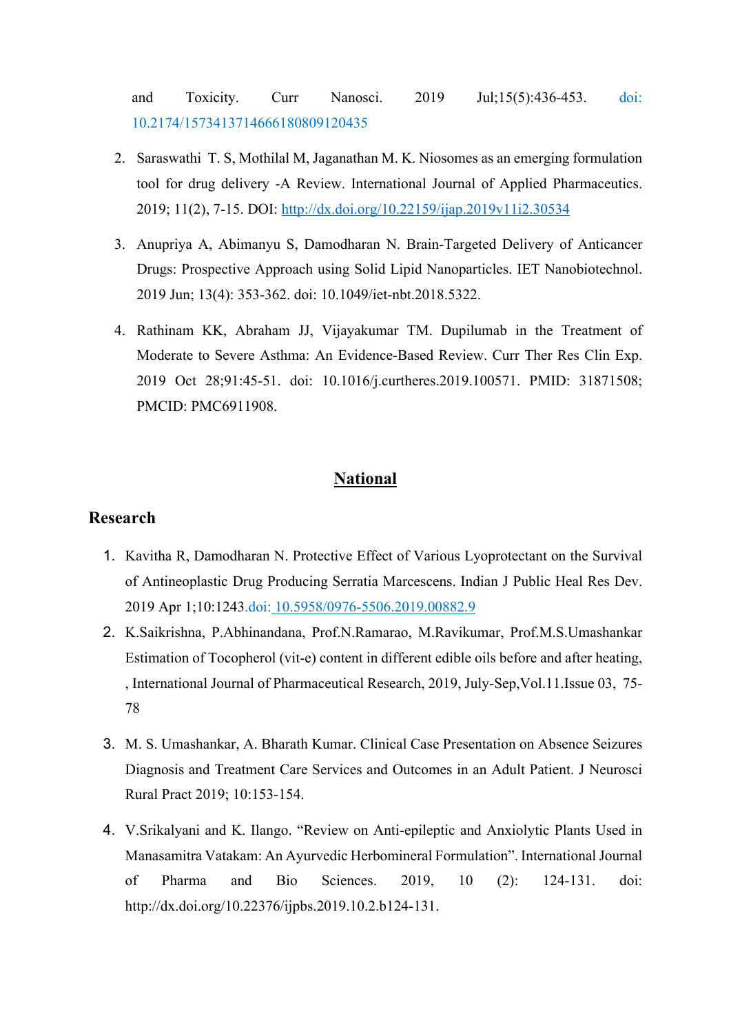and Toxicity. Curr Nanosci. 2019 Jul;15(5):436-453. doi: 10.2174/1573413714666180809120435

2. Saraswathi T. S, Mothilal M, Jaganathan M. K. Niosomes as an emerging formulation tool for drug delivery -A Review. International Journal of Applied Pharmaceutics. 2019; 11(2), 7-15. DOI: http://dx.doi.org/10.22159/ijap.2019v11i2.30534

3. Anupriya A, Abimanyu S, Damodharan N. Brain-Targeted Delivery of Anticancer Drugs: Prospective Approach using Solid Lipid Nanoparticles. IET Nanobiotechnol. 2019 Jun; 13(4): 353-362. doi: 10.1049/iet-nbt.2018.5322.

4. Rathinam KK, Abraham JJ, Vijayakumar TM. Dupilumab in the Treatment of Moderate to Severe Asthma: An Evidence-Based Review. Curr Ther Res Clin Exp. 2019 Oct 28;91:45-51. doi: 10.1016/j.curtheres.2019.100571. PMID: 31871508; PMCID: PMC6911908.

## National

### Research

1. Kavitha R, Damodharan N. Protective Effect of Various Lyoprotectant on the Survival of Antineoplastic Drug Producing Serratia Marcescens. Indian J Public Heal Res Dev. 2019 Apr 1;10:1243.doi: 10.5958/0976-5506.2019.00882.9

2. K.Saikrishna, P.Abhinandana, Prof.N.Ramarao, M.Ravikumar, Prof.M.S.Umashankar Estimation of Tocopherol (vit-e) content in different edible oils before and after heating, , International Journal of Pharmaceutical Research, 2019, July-Sep,Vol.11.Issue 03, 75-78

3. M. S. Umashankar, A. Bharath Kumar. Clinical Case Presentation on Absence Seizures Diagnosis and Treatment Care Services and Outcomes in an Adult Patient. J Neurosci Rural Pract 2019; 10:153-154.

4. V.Srikalyani and K. Ilango. "Review on Anti-epileptic and Anxiolytic Plants Used in Manasamitra Vatakam: An Ayurvedic Herbomineral Formulation". International Journal of Pharma and Bio Sciences. 2019, 10 (2): 124-131. doi: http://dx.doi.org/10.22376/ijpbs.2019.10.2.b124-131.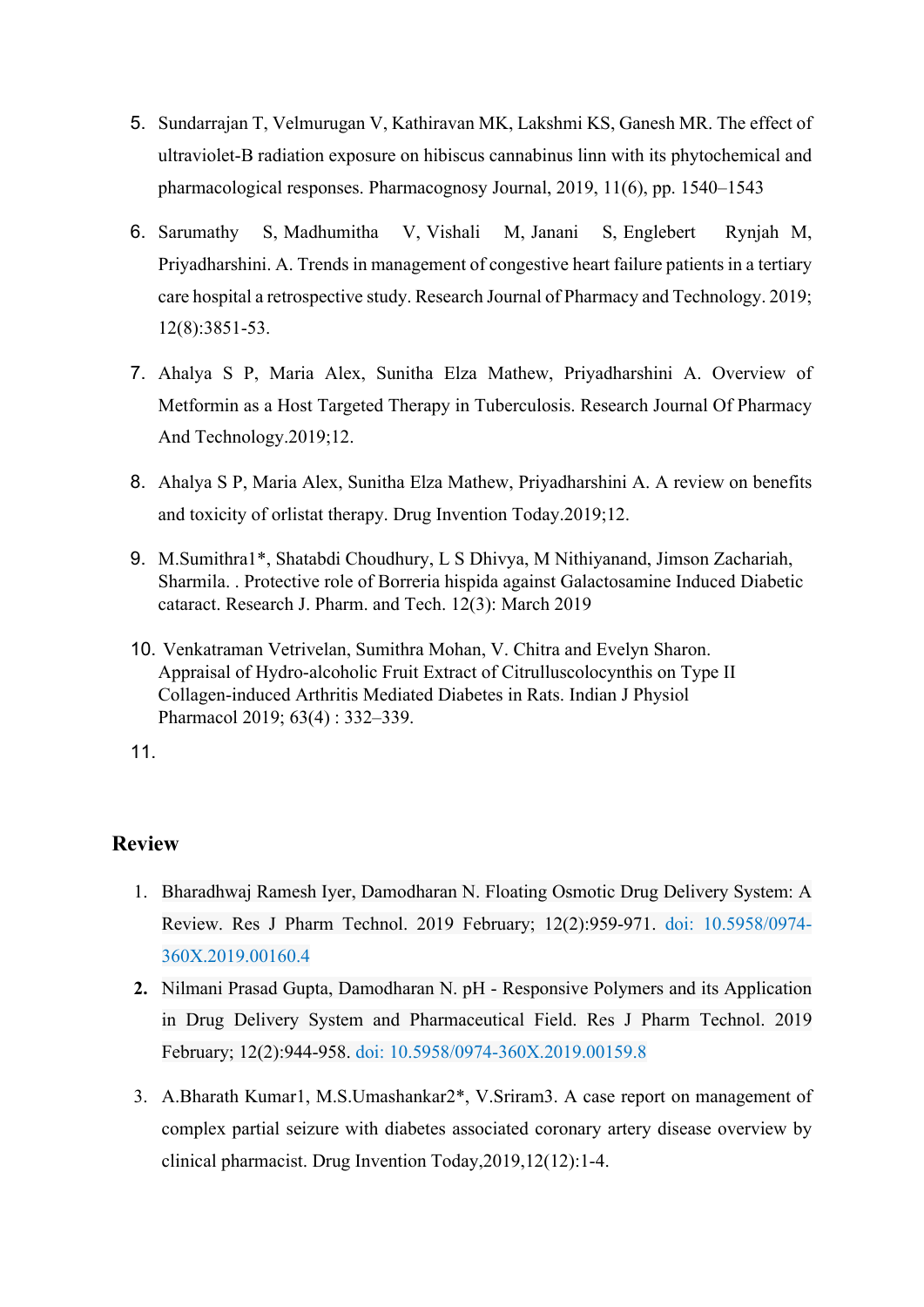5. Sundarrajan T, Velmurugan V, Kathiravan MK, Lakshmi KS, Ganesh MR. The effect of ultraviolet-B radiation exposure on hibiscus cannabinus linn with its phytochemical and pharmacological responses. Pharmacognosy Journal, 2019, 11(6), pp. 1540–1543
6. Sarumathy S, Madhumitha V, Vishali M, Janani S, Englebert Rynjah M, Priyadharshini. A. Trends in management of congestive heart failure patients in a tertiary care hospital a retrospective study. Research Journal of Pharmacy and Technology. 2019; 12(8):3851-53.
7. Ahalya S P, Maria Alex, Sunitha Elza Mathew, Priyadharshini A. Overview of Metformin as a Host Targeted Therapy in Tuberculosis. Research Journal Of Pharmacy And Technology.2019;12.
8. Ahalya S P, Maria Alex, Sunitha Elza Mathew, Priyadharshini A. A review on benefits and toxicity of orlistat therapy. Drug Invention Today.2019;12.
9. M.Sumithra1*, Shatabdi Choudhury, L S Dhivya, M Nithiyanand, Jimson Zachariah, Sharmila. . Protective role of Borreria hispida against Galactosamine Induced Diabetic cataract. Research J. Pharm. and Tech. 12(3): March 2019
10. Venkatraman Vetrivelan, Sumithra Mohan, V. Chitra and Evelyn Sharon. Appraisal of Hydro-alcoholic Fruit Extract of Citrulluscolocynthis on Type II Collagen-induced Arthritis Mediated Diabetes in Rats. Indian J Physiol Pharmacol 2019; 63(4) : 332–339.
11.

## Review

1. Bharadhwaj Ramesh Iyer, Damodharan N. Floating Osmotic Drug Delivery System: A Review. Res J Pharm Technol. 2019 February; 12(2):959-971. doi: 10.5958/0974-360X.2019.00160.4
2. Nilmani Prasad Gupta, Damodharan N. pH - Responsive Polymers and its Application in Drug Delivery System and Pharmaceutical Field. Res J Pharm Technol. 2019 February; 12(2):944-958. doi: 10.5958/0974-360X.2019.00159.8
3. A.Bharath Kumar1, M.S.Umashankar2*, V.Sriram3. A case report on management of complex partial seizure with diabetes associated coronary artery disease overview by clinical pharmacist. Drug Invention Today,2019,12(12):1-4.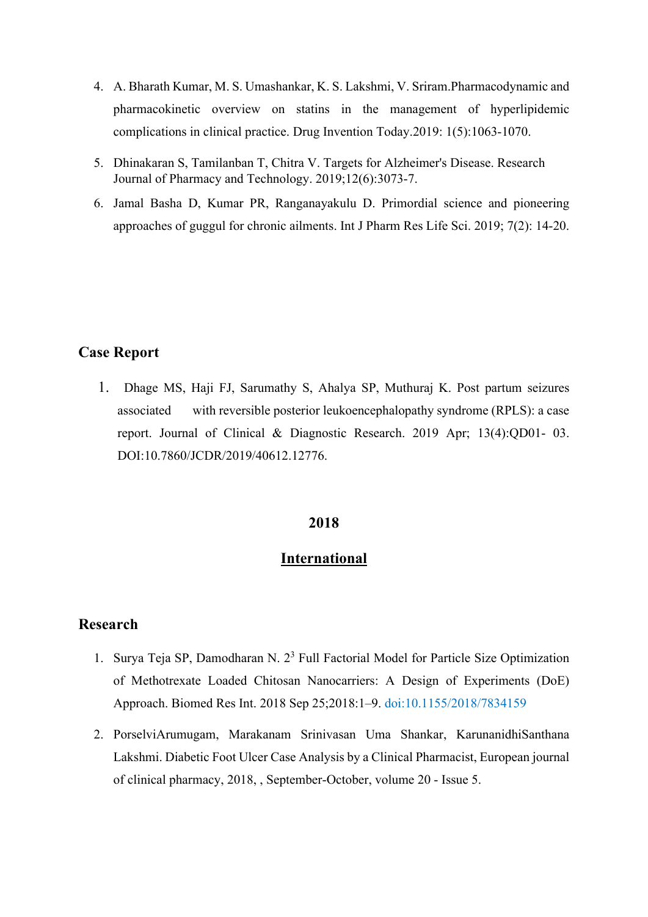4. A. Bharath Kumar, M. S. Umashankar, K. S. Lakshmi, V. Sriram.Pharmacodynamic and pharmacokinetic overview on statins in the management of hyperlipidemic complications in clinical practice. Drug Invention Today.2019: 1(5):1063-1070.
5. Dhinakaran S, Tamilanban T, Chitra V. Targets for Alzheimer's Disease. Research Journal of Pharmacy and Technology. 2019;12(6):3073-7.
6. Jamal Basha D, Kumar PR, Ranganayakulu D. Primordial science and pioneering approaches of guggul for chronic ailments. Int J Pharm Res Life Sci. 2019; 7(2): 14-20.

## Case Report

1. Dhage MS, Haji FJ, Sarumathy S, Ahalya SP, Muthuraj K. Post partum seizures associated with reversible posterior leukoencephalopathy syndrome (RPLS): a case report. Journal of Clinical & Diagnostic Research. 2019 Apr; 13(4):QD01- 03. DOI:10.7860/JCDR/2019/40612.12776.

## 2018

## International

## Research

1. Surya Teja SP, Damodharan N. $2^3$ Full Factorial Model for Particle Size Optimization of Methotrexate Loaded Chitosan Nanocarriers: A Design of Experiments (DoE) Approach. Biomed Res Int. 2018 Sep 25;2018:1–9. doi:10.1155/2018/7834159
2. PorselviArumugam, Marakanam Srinivasan Uma Shankar, KarunanidhiSanthana Lakshmi. Diabetic Foot Ulcer Case Analysis by a Clinical Pharmacist, European journal of clinical pharmacy, 2018, , September-October, volume 20 - Issue 5.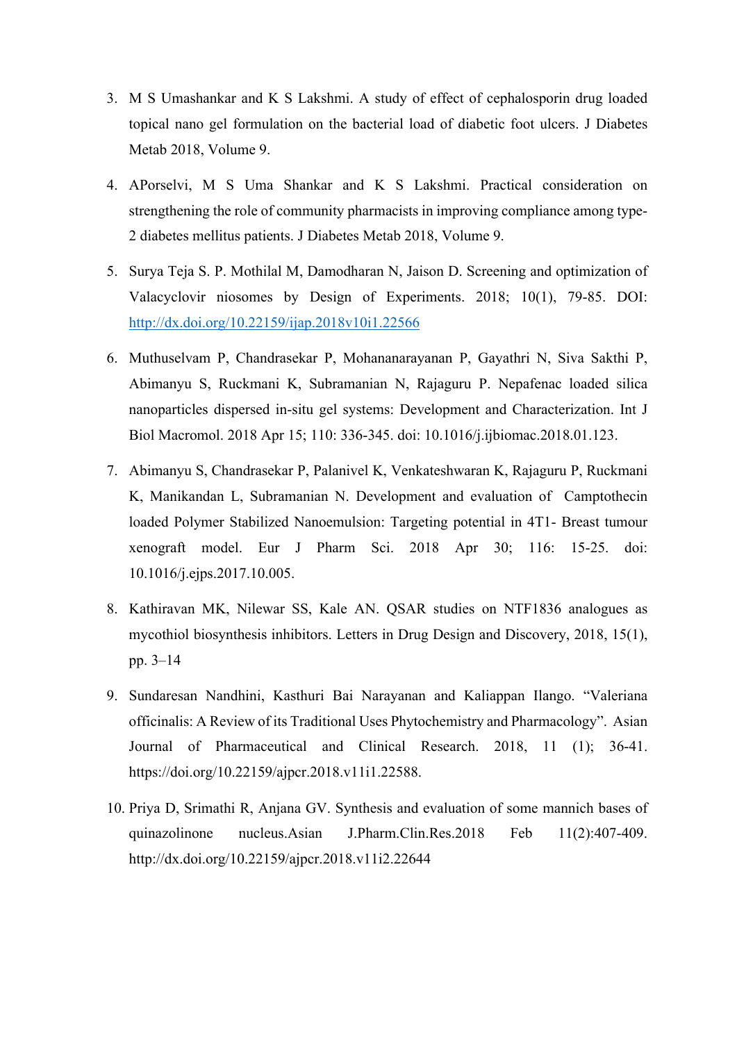3. M S Umashankar and K S Lakshmi. A study of effect of cephalosporin drug loaded topical nano gel formulation on the bacterial load of diabetic foot ulcers. J Diabetes Metab 2018, Volume 9.

4. APorselvi, M S Uma Shankar and K S Lakshmi. Practical consideration on strengthening the role of community pharmacists in improving compliance among type-2 diabetes mellitus patients. J Diabetes Metab 2018, Volume 9.

5. Surya Teja S. P. Mothilal M, Damodharan N, Jaison D. Screening and optimization of Valacyclovir niosomes by Design of Experiments. 2018; 10(1), 79-85. DOI: http://dx.doi.org/10.22159/ijap.2018v10i1.22566

6. Muthuselvam P, Chandrasekar P, Mohananarayanan P, Gayathri N, Siva Sakthi P, Abimanyu S, Ruckmani K, Subramanian N, Rajaguru P. Nepafenac loaded silica nanoparticles dispersed in-situ gel systems: Development and Characterization. Int J Biol Macromol. 2018 Apr 15; 110: 336-345. doi: 10.1016/j.ijbiomac.2018.01.123.

7. Abimanyu S, Chandrasekar P, Palanivel K, Venkateshwaran K, Rajaguru P, Ruckmani K, Manikandan L, Subramanian N. Development and evaluation of Camptothecin loaded Polymer Stabilized Nanoemulsion: Targeting potential in 4T1- Breast tumour xenograft model. Eur J Pharm Sci. 2018 Apr 30; 116: 15-25. doi: 10.1016/j.ejps.2017.10.005.

8. Kathiravan MK, Nilewar SS, Kale AN. QSAR studies on NTF1836 analogues as mycothiol biosynthesis inhibitors. Letters in Drug Design and Discovery, 2018, 15(1), pp. 3–14

9. Sundaresan Nandhini, Kasthuri Bai Narayanan and Kaliappan Ilango. "Valeriana officinalis: A Review of its Traditional Uses Phytochemistry and Pharmacology". Asian Journal of Pharmaceutical and Clinical Research. 2018, 11 (1); 36-41. https://doi.org/10.22159/ajpcr.2018.v11i1.22588.

10. Priya D, Srimathi R, Anjana GV. Synthesis and evaluation of some mannich bases of quinazolinone nucleus.Asian J.Pharm.Clin.Res.2018 Feb 11(2):407-409. http://dx.doi.org/10.22159/ajpcr.2018.v11i2.22644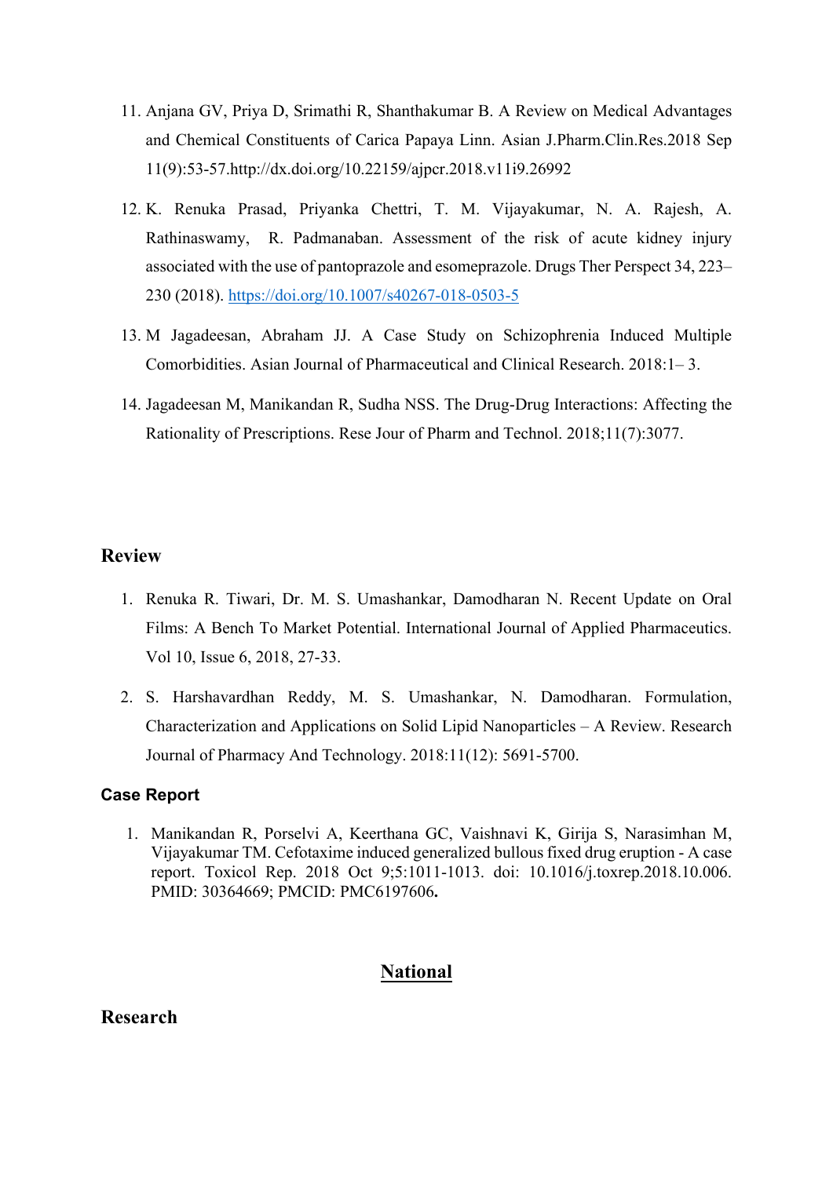11. Anjana GV, Priya D, Srimathi R, Shanthakumar B. A Review on Medical Advantages and Chemical Constituents of Carica Papaya Linn. Asian J.Pharm.Clin.Res.2018 Sep 11(9):53-57.http://dx.doi.org/10.22159/ajpcr.2018.v11i9.26992

12. K. Renuka Prasad, Priyanka Chettri, T. M. Vijayakumar, N. A. Rajesh, A. Rathinaswamy, R. Padmanaban. Assessment of the risk of acute kidney injury associated with the use of pantoprazole and esomeprazole. Drugs Ther Perspect 34, 223–230 (2018). https://doi.org/10.1007/s40267-018-0503-5

13. M Jagadeesan, Abraham JJ. A Case Study on Schizophrenia Induced Multiple Comorbidities. Asian Journal of Pharmaceutical and Clinical Research. 2018:1– 3.

14. Jagadeesan M, Manikandan R, Sudha NSS. The Drug-Drug Interactions: Affecting the Rationality of Prescriptions. Rese Jour of Pharm and Technol. 2018;11(7):3077.

### Review

1. Renuka R. Tiwari, Dr. M. S. Umashankar, Damodharan N. Recent Update on Oral Films: A Bench To Market Potential. International Journal of Applied Pharmaceutics. Vol 10, Issue 6, 2018, 27-33.

2. S. Harshavardhan Reddy, M. S. Umashankar, N. Damodharan. Formulation, Characterization and Applications on Solid Lipid Nanoparticles – A Review. Research Journal of Pharmacy And Technology. 2018:11(12): 5691-5700.

### Case Report

1. Manikandan R, Porselvi A, Keerthana GC, Vaishnavi K, Girija S, Narasimhan M, Vijayakumar TM. Cefotaxime induced generalized bullous fixed drug eruption - A case report. Toxicol Rep. 2018 Oct 9;5:1011-1013. doi: 10.1016/j.toxrep.2018.10.006. PMID: 30364669; PMCID: PMC6197606**.**

## National

### Research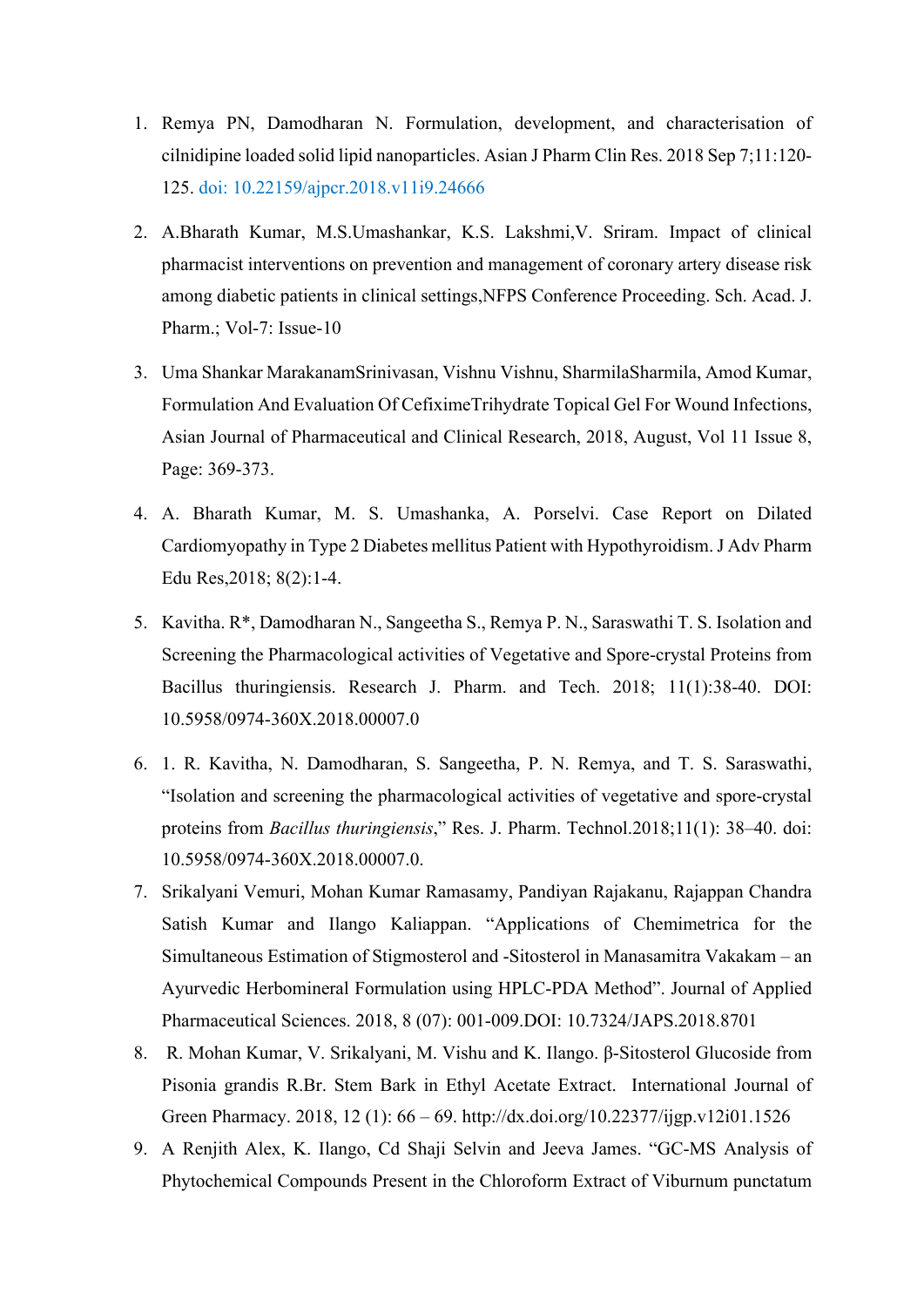1. Remya PN, Damodharan N. Formulation, development, and characterisation of cilnidipine loaded solid lipid nanoparticles. Asian J Pharm Clin Res. 2018 Sep 7;11:120-125. doi: 10.22159/ajpcr.2018.v11i9.24666

2. A.Bharath Kumar, M.S.Umashankar, K.S. Lakshmi,V. Sriram. Impact of clinical pharmacist interventions on prevention and management of coronary artery disease risk among diabetic patients in clinical settings,NFPS Conference Proceeding. Sch. Acad. J. Pharm.; Vol-7: Issue-10

3. Uma Shankar MarakanamSrinivasan, Vishnu Vishnu, SharmilaSharmila, Amod Kumar, Formulation And Evaluation Of CefiximeTrihydrate Topical Gel For Wound Infections, Asian Journal of Pharmaceutical and Clinical Research, 2018, August, Vol 11 Issue 8, Page: 369-373.

4. A. Bharath Kumar, M. S. Umashanka, A. Porselvi. Case Report on Dilated Cardiomyopathy in Type 2 Diabetes mellitus Patient with Hypothyroidism. J Adv Pharm Edu Res,2018; 8(2):1-4.

5. Kavitha. R*, Damodharan N., Sangeetha S., Remya P. N., Saraswathi T. S. Isolation and Screening the Pharmacological activities of Vegetative and Spore-crystal Proteins from Bacillus thuringiensis. Research J. Pharm. and Tech. 2018; 11(1):38-40. DOI: 10.5958/0974-360X.2018.00007.0

6. 1. R. Kavitha, N. Damodharan, S. Sangeetha, P. N. Remya, and T. S. Saraswathi, "Isolation and screening the pharmacological activities of vegetative and spore-crystal proteins from *Bacillus thuringiensis*," Res. J. Pharm. Technol.2018;11(1): 38–40. doi: 10.5958/0974-360X.2018.00007.0.

7. Srikalyani Vemuri, Mohan Kumar Ramasamy, Pandiyan Rajakanu, Rajappan Chandra Satish Kumar and Ilango Kaliappan. "Applications of Chemimetrica for the Simultaneous Estimation of Stigmosterol and -Sitosterol in Manasamitra Vakakam – an Ayurvedic Herbomineral Formulation using HPLC-PDA Method". Journal of Applied Pharmaceutical Sciences. 2018, 8 (07): 001-009.DOI: 10.7324/JAPS.2018.8701

8. R. Mohan Kumar, V. Srikalyani, M. Vishu and K. Ilango. β-Sitosterol Glucoside from Pisonia grandis R.Br. Stem Bark in Ethyl Acetate Extract. International Journal of Green Pharmacy. 2018, 12 (1): 66 – 69. http://dx.doi.org/10.22377/ijgp.v12i01.1526

9. A Renjith Alex, K. Ilango, Cd Shaji Selvin and Jeeva James. "GC-MS Analysis of Phytochemical Compounds Present in the Chloroform Extract of Viburnum punctatum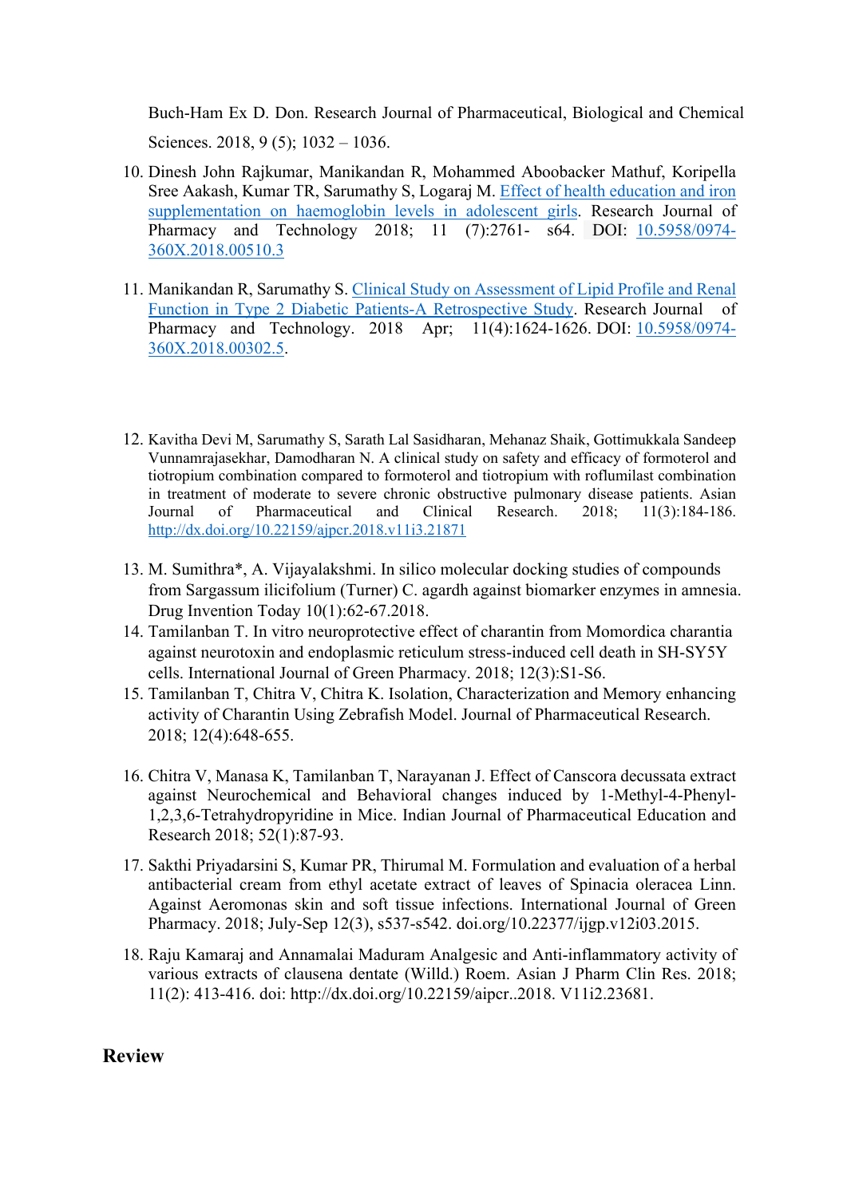Buch-Ham Ex D. Don. Research Journal of Pharmaceutical, Biological and Chemical Sciences. 2018, 9 (5); 1032 – 1036.

10. Dinesh John Rajkumar, Manikandan R, Mohammed Aboobacker Mathuf, Koripella Sree Aakash, Kumar TR, Sarumathy S, Logaraj M. Effect of health education and iron supplementation on haemoglobin levels in adolescent girls. Research Journal of Pharmacy and Technology 2018; 11 (7):2761- s64. DOI: 10.5958/0974-360X.2018.00510.3

11. Manikandan R, Sarumathy S. Clinical Study on Assessment of Lipid Profile and Renal Function in Type 2 Diabetic Patients-A Retrospective Study. Research Journal of Pharmacy and Technology. 2018 Apr; 11(4):1624-1626. DOI: 10.5958/0974-360X.2018.00302.5.

12. Kavitha Devi M, Sarumathy S, Sarath Lal Sasidharan, Mehanaz Shaik, Gottimukkala Sandeep Vunnamrajasekhar, Damodharan N. A clinical study on safety and efficacy of formoterol and tiotropium combination compared to formoterol and tiotropium with roflumilast combination in treatment of moderate to severe chronic obstructive pulmonary disease patients. Asian Journal of Pharmaceutical and Clinical Research. 2018; 11(3):184-186. http://dx.doi.org/10.22159/ajpcr.2018.v11i3.21871

13. M. Sumithra*, A. Vijayalakshmi. In silico molecular docking studies of compounds from Sargassum ilicifolium (Turner) C. agardh against biomarker enzymes in amnesia. Drug Invention Today 10(1):62-67.2018.
14. Tamilanban T. In vitro neuroprotective effect of charantin from Momordica charantia against neurotoxin and endoplasmic reticulum stress-induced cell death in SH-SY5Y cells. International Journal of Green Pharmacy. 2018; 12(3):S1-S6.
15. Tamilanban T, Chitra V, Chitra K. Isolation, Characterization and Memory enhancing activity of Charantin Using Zebrafish Model. Journal of Pharmaceutical Research. 2018; 12(4):648-655.

16. Chitra V, Manasa K, Tamilanban T, Narayanan J. Effect of Canscora decussata extract against Neurochemical and Behavioral changes induced by 1-Methyl-4-Phenyl-1,2,3,6-Tetrahydropyridine in Mice. Indian Journal of Pharmaceutical Education and Research 2018; 52(1):87-93.

17. Sakthi Priyadarsini S, Kumar PR, Thirumal M. Formulation and evaluation of a herbal antibacterial cream from ethyl acetate extract of leaves of Spinacia oleracea Linn. Against Aeromonas skin and soft tissue infections. International Journal of Green Pharmacy. 2018; July-Sep 12(3), s537-s542. doi.org/10.22377/ijgp.v12i03.2015.

18. Raju Kamaraj and Annamalai Maduram Analgesic and Anti-inflammatory activity of various extracts of clausena dentate (Willd.) Roem. Asian J Pharm Clin Res. 2018; 11(2): 413-416. doi: http://dx.doi.org/10.22159/aipcr..2018. V11i2.23681.

## Review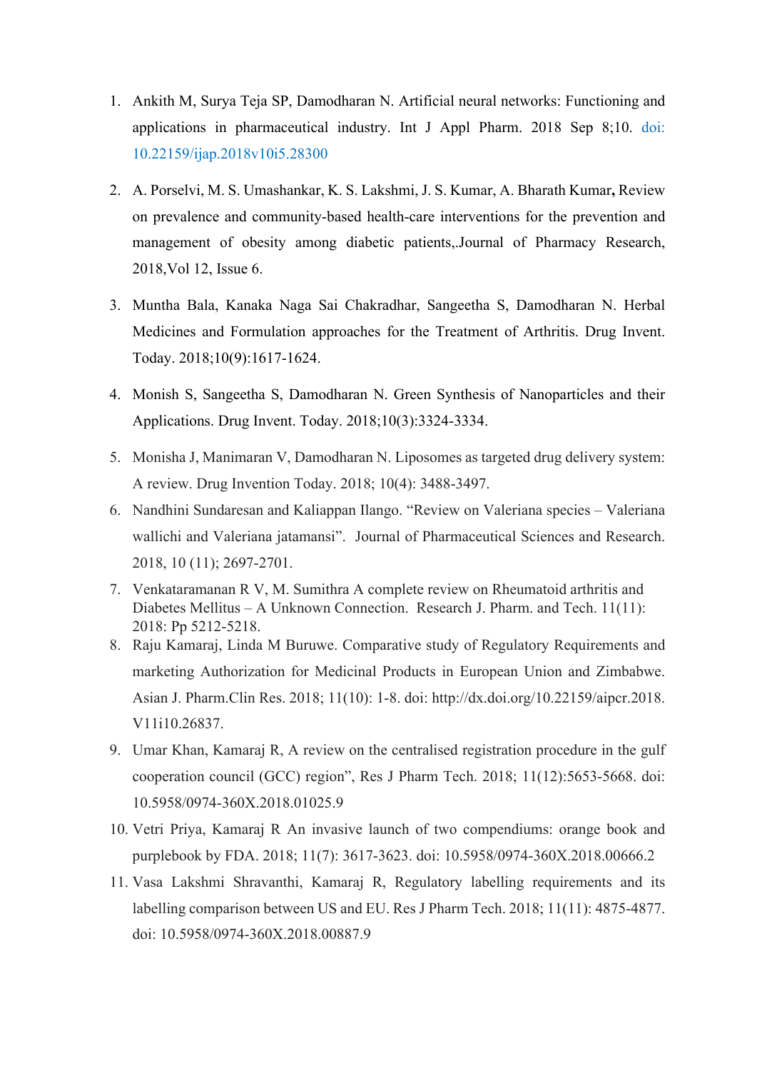1. Ankith M, Surya Teja SP, Damodharan N. Artificial neural networks: Functioning and applications in pharmaceutical industry. Int J Appl Pharm. 2018 Sep 8;10. doi: 10.22159/ijap.2018v10i5.28300

2. A. Porselvi, M. S. Umashankar, K. S. Lakshmi, J. S. Kumar, A. Bharath Kumar**,** Review on prevalence and community-based health-care interventions for the prevention and management of obesity among diabetic patients,.Journal of Pharmacy Research, 2018,Vol 12, Issue 6.

3. Muntha Bala, Kanaka Naga Sai Chakradhar, Sangeetha S, Damodharan N. Herbal Medicines and Formulation approaches for the Treatment of Arthritis. Drug Invent. Today. 2018;10(9):1617-1624.

4. Monish S, Sangeetha S, Damodharan N. Green Synthesis of Nanoparticles and their Applications. Drug Invent. Today. 2018;10(3):3324-3334.

5. Monisha J, Manimaran V, Damodharan N. Liposomes as targeted drug delivery system: A review. Drug Invention Today. 2018; 10(4): 3488-3497.

6. Nandhini Sundaresan and Kaliappan Ilango. “Review on Valeriana species – Valeriana wallichi and Valeriana jatamansi”. Journal of Pharmaceutical Sciences and Research. 2018, 10 (11); 2697-2701.

7. Venkataramanan R V, M. Sumithra A complete review on Rheumatoid arthritis and Diabetes Mellitus – A Unknown Connection. Research J. Pharm. and Tech. 11(11): 2018: Pp 5212-5218.

8. Raju Kamaraj, Linda M Buruwe. Comparative study of Regulatory Requirements and marketing Authorization for Medicinal Products in European Union and Zimbabwe. Asian J. Pharm.Clin Res. 2018; 11(10): 1-8. doi: http://dx.doi.org/10.22159/aipcr.2018.V11i10.26837.

9. Umar Khan, Kamaraj R, A review on the centralised registration procedure in the gulf cooperation council (GCC) region”, Res J Pharm Tech. 2018; 11(12):5653-5668. doi: 10.5958/0974-360X.2018.01025.9

10. Vetri Priya, Kamaraj R An invasive launch of two compendiums: orange book and purplebook by FDA. 2018; 11(7): 3617-3623. doi: 10.5958/0974-360X.2018.00666.2

11. Vasa Lakshmi Shravanthi, Kamaraj R, Regulatory labelling requirements and its labelling comparison between US and EU. Res J Pharm Tech. 2018; 11(11): 4875-4877. doi: 10.5958/0974-360X.2018.00887.9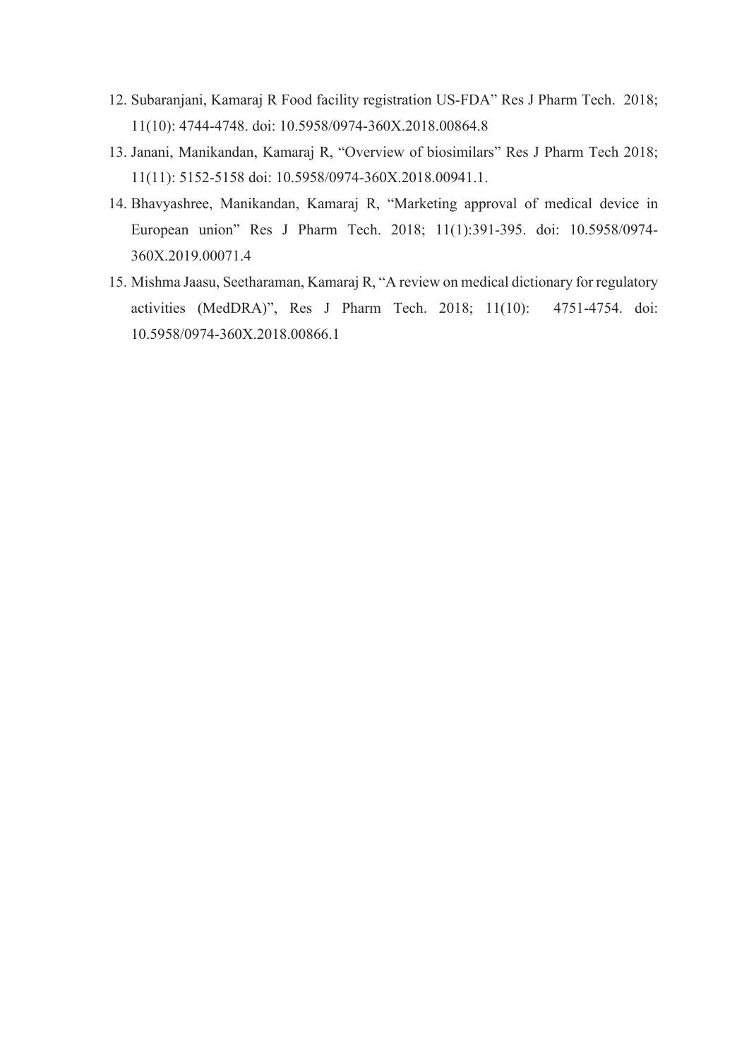12. Subaranjani, Kamaraj R Food facility registration US-FDA" Res J Pharm Tech. 2018; 11(10): 4744-4748. doi: 10.5958/0974-360X.2018.00864.8
13. Janani, Manikandan, Kamaraj R, "Overview of biosimilars" Res J Pharm Tech 2018; 11(11): 5152-5158 doi: 10.5958/0974-360X.2018.00941.1.
14. Bhavyashree, Manikandan, Kamaraj R, "Marketing approval of medical device in European union" Res J Pharm Tech. 2018; 11(1):391-395. doi: 10.5958/0974-360X.2019.00071.4
15. Mishma Jaasu, Seetharaman, Kamaraj R, "A review on medical dictionary for regulatory activities (MedDRA)", Res J Pharm Tech. 2018; 11(10): 4751-4754. doi: 10.5958/0974-360X.2018.00866.1